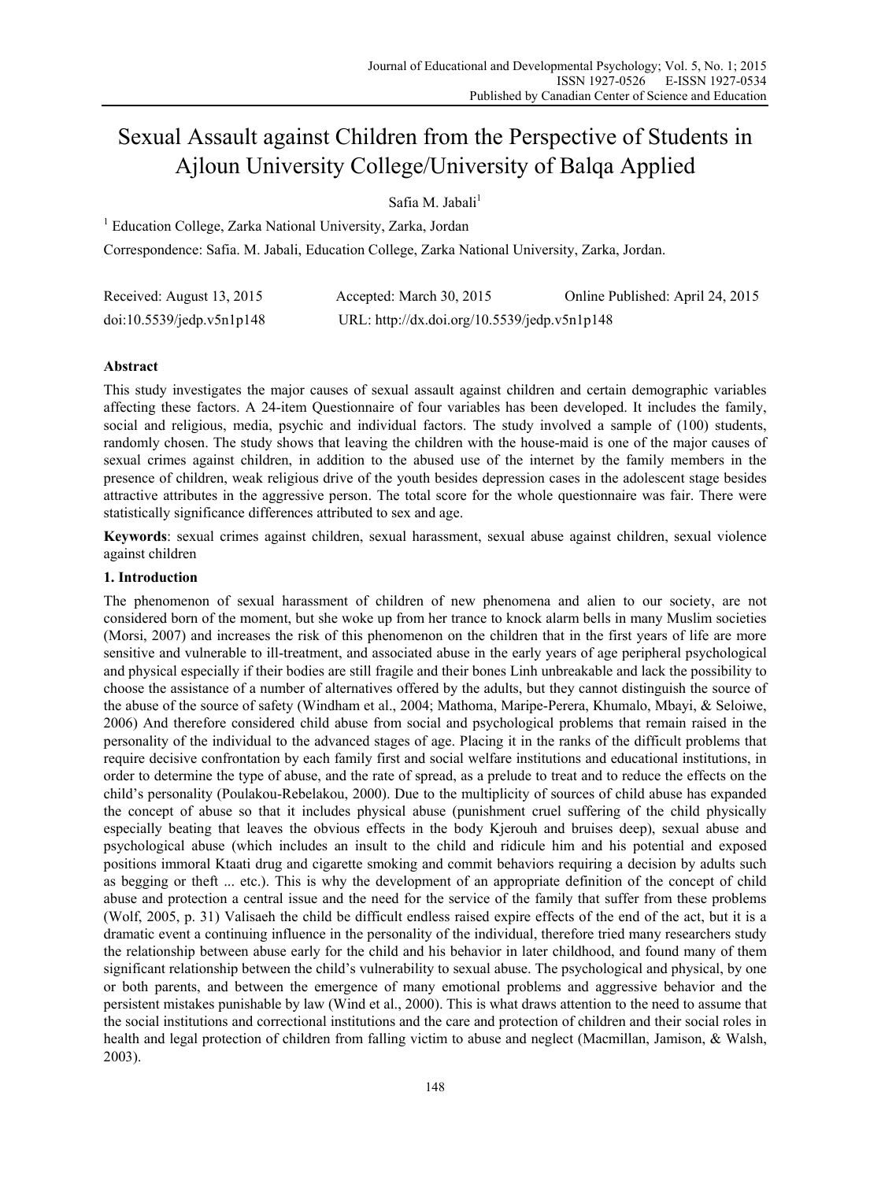# Sexual Assault against Children from the Perspective of Students in Ajloun University College/University of Balqa Applied

Safia M. Jabali[1]

[1] Education College, Zarka National University, Zarka, Jordan

Correspondence: Safia. M. Jabali, Education College, Zarka National University, Zarka, Jordan.

Received: August 13, 2015    Accepted: March 30, 2015    Online Published: April 24, 2015

doi:10.5539/jedp.v5n1p148    URL: http://dx.doi.org/10.5539/jedp.v5n1p148

## Abstract

This study investigates the major causes of sexual assault against children and certain demographic variables affecting these factors. A 24-item Questionnaire of four variables has been developed. It includes the family, social and religious, media, psychic and individual factors. The study involved a sample of (100) students, randomly chosen. The study shows that leaving the children with the house-maid is one of the major causes of sexual crimes against children, in addition to the abused use of the internet by the family members in the presence of children, weak religious drive of the youth besides depression cases in the adolescent stage besides attractive attributes in the aggressive person. The total score for the whole questionnaire was fair. There were statistically significance differences attributed to sex and age.

**Keywords**: sexual crimes against children, sexual harassment, sexual abuse against children, sexual violence against children

## 1. Introduction

The phenomenon of sexual harassment of children of new phenomena and alien to our society, are not considered born of the moment, but she woke up from her trance to knock alarm bells in many Muslim societies (Morsi, 2007) and increases the risk of this phenomenon on the children that in the first years of life are more sensitive and vulnerable to ill-treatment, and associated abuse in the early years of age peripheral psychological and physical especially if their bodies are still fragile and their bones Linh unbreakable and lack the possibility to choose the assistance of a number of alternatives offered by the adults, but they cannot distinguish the source of the abuse of the source of safety (Windham et al., 2004; Mathoma, Maripe-Perera, Khumalo, Mbayi, & Seloiwe, 2006) And therefore considered child abuse from social and psychological problems that remain raised in the personality of the individual to the advanced stages of age. Placing it in the ranks of the difficult problems that require decisive confrontation by each family first and social welfare institutions and educational institutions, in order to determine the type of abuse, and the rate of spread, as a prelude to treat and to reduce the effects on the child's personality (Poulakou-Rebelakou, 2000). Due to the multiplicity of sources of child abuse has expanded the concept of abuse so that it includes physical abuse (punishment cruel suffering of the child physically especially beating that leaves the obvious effects in the body Kjerouh and bruises deep), sexual abuse and psychological abuse (which includes an insult to the child and ridicule him and his potential and exposed positions immoral Ktaati drug and cigarette smoking and commit behaviors requiring a decision by adults such as begging or theft ... etc.). This is why the development of an appropriate definition of the concept of child abuse and protection a central issue and the need for the service of the family that suffer from these problems (Wolf, 2005, p. 31) Valisaeh the child be difficult endless raised expire effects of the end of the act, but it is a dramatic event a continuing influence in the personality of the individual, therefore tried many researchers study the relationship between abuse early for the child and his behavior in later childhood, and found many of them significant relationship between the child's vulnerability to sexual abuse. The psychological and physical, by one or both parents, and between the emergence of many emotional problems and aggressive behavior and the persistent mistakes punishable by law (Wind et al., 2000). This is what draws attention to the need to assume that the social institutions and correctional institutions and the care and protection of children and their social roles in health and legal protection of children from falling victim to abuse and neglect (Macmillan, Jamison, & Walsh, 2003).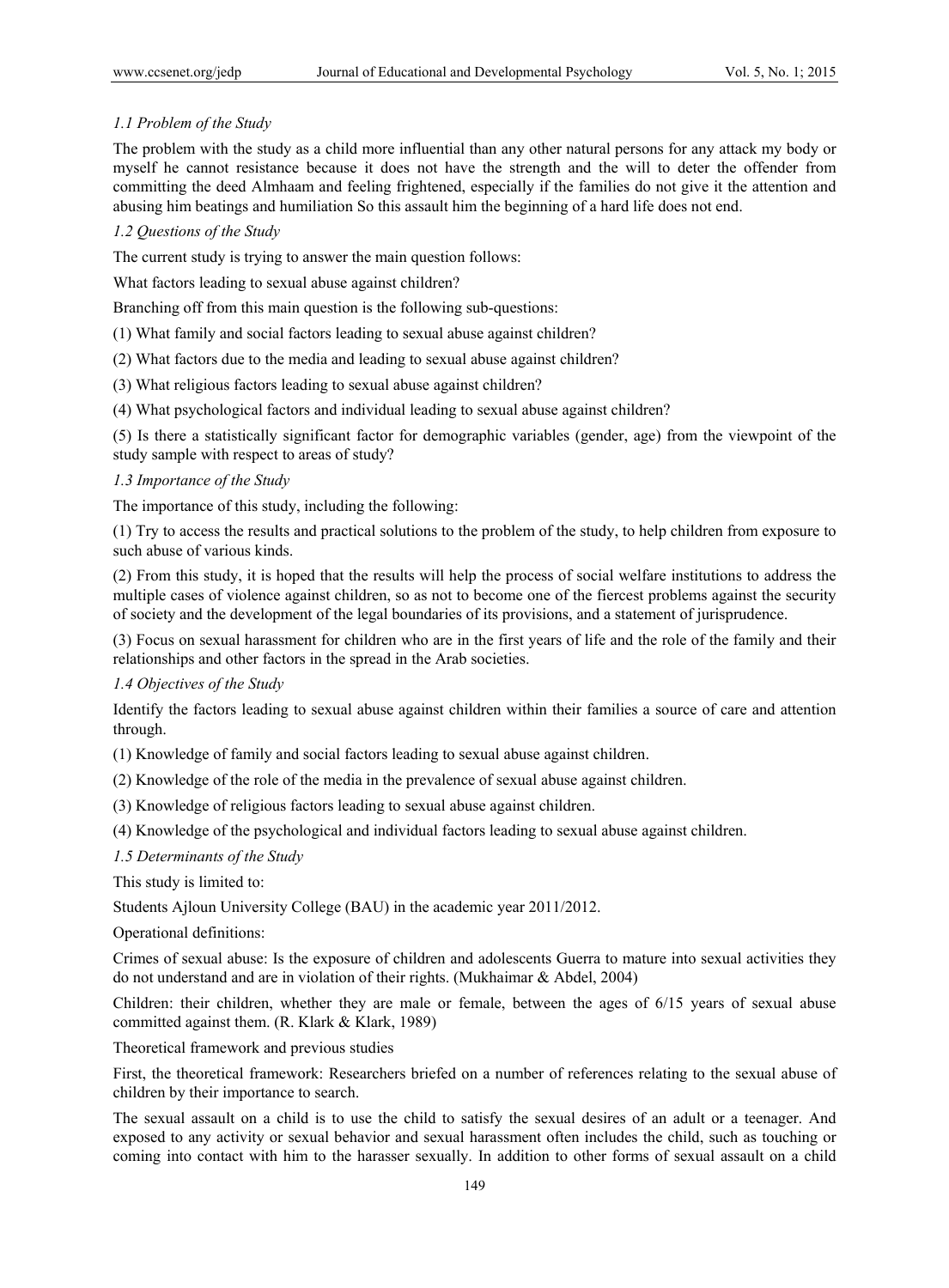### *1.1 Problem of the Study*

The problem with the study as a child more influential than any other natural persons for any attack my body or myself he cannot resistance because it does not have the strength and the will to deter the offender from committing the deed Almhaam and feeling frightened, especially if the families do not give it the attention and abusing him beatings and humiliation So this assault him the beginning of a hard life does not end.

### *1.2 Questions of the Study*

The current study is trying to answer the main question follows:

What factors leading to sexual abuse against children?

Branching off from this main question is the following sub-questions:

(1) What family and social factors leading to sexual abuse against children?

(2) What factors due to the media and leading to sexual abuse against children?

(3) What religious factors leading to sexual abuse against children?

(4) What psychological factors and individual leading to sexual abuse against children?

(5) Is there a statistically significant factor for demographic variables (gender, age) from the viewpoint of the study sample with respect to areas of study?

### *1.3 Importance of the Study*

The importance of this study, including the following:

(1) Try to access the results and practical solutions to the problem of the study, to help children from exposure to such abuse of various kinds.

(2) From this study, it is hoped that the results will help the process of social welfare institutions to address the multiple cases of violence against children, so as not to become one of the fiercest problems against the security of society and the development of the legal boundaries of its provisions, and a statement of jurisprudence.

(3) Focus on sexual harassment for children who are in the first years of life and the role of the family and their relationships and other factors in the spread in the Arab societies.

### *1.4 Objectives of the Study*

Identify the factors leading to sexual abuse against children within their families a source of care and attention through.

(1) Knowledge of family and social factors leading to sexual abuse against children.

(2) Knowledge of the role of the media in the prevalence of sexual abuse against children.

(3) Knowledge of religious factors leading to sexual abuse against children.

(4) Knowledge of the psychological and individual factors leading to sexual abuse against children.

### *1.5 Determinants of the Study*

This study is limited to:

Students Ajloun University College (BAU) in the academic year 2011/2012.

Operational definitions:

Crimes of sexual abuse: Is the exposure of children and adolescents Guerra to mature into sexual activities they do not understand and are in violation of their rights. (Mukhaimar & Abdel, 2004)

Children: their children, whether they are male or female, between the ages of 6/15 years of sexual abuse committed against them. (R. Klark & Klark, 1989)

Theoretical framework and previous studies

First, the theoretical framework: Researchers briefed on a number of references relating to the sexual abuse of children by their importance to search.

The sexual assault on a child is to use the child to satisfy the sexual desires of an adult or a teenager. And exposed to any activity or sexual behavior and sexual harassment often includes the child, such as touching or coming into contact with him to the harasser sexually. In addition to other forms of sexual assault on a child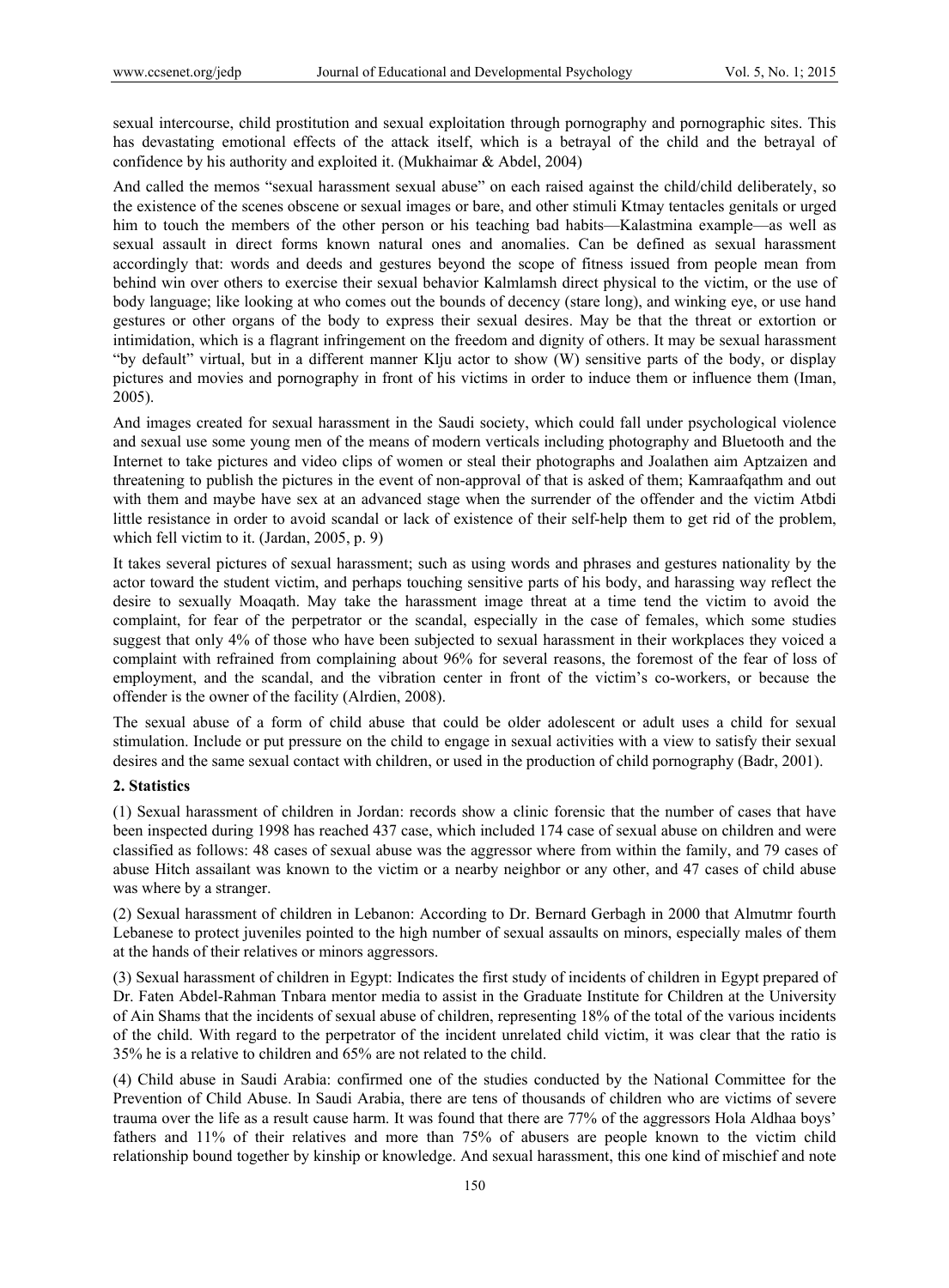sexual intercourse, child prostitution and sexual exploitation through pornography and pornographic sites. This has devastating emotional effects of the attack itself, which is a betrayal of the child and the betrayal of confidence by his authority and exploited it. (Mukhaimar & Abdel, 2004)

And called the memos "sexual harassment sexual abuse" on each raised against the child/child deliberately, so the existence of the scenes obscene or sexual images or bare, and other stimuli Ktmay tentacles genitals or urged him to touch the members of the other person or his teaching bad habits—Kalastmina example—as well as sexual assault in direct forms known natural ones and anomalies. Can be defined as sexual harassment accordingly that: words and deeds and gestures beyond the scope of fitness issued from people mean from behind win over others to exercise their sexual behavior Kalmlamsh direct physical to the victim, or the use of body language; like looking at who comes out the bounds of decency (stare long), and winking eye, or use hand gestures or other organs of the body to express their sexual desires. May be that the threat or extortion or intimidation, which is a flagrant infringement on the freedom and dignity of others. It may be sexual harassment "by default" virtual, but in a different manner Klju actor to show (W) sensitive parts of the body, or display pictures and movies and pornography in front of his victims in order to induce them or influence them (Iman, 2005).

And images created for sexual harassment in the Saudi society, which could fall under psychological violence and sexual use some young men of the means of modern verticals including photography and Bluetooth and the Internet to take pictures and video clips of women or steal their photographs and Joalathen aim Aptzaizen and threatening to publish the pictures in the event of non-approval of that is asked of them; Kamraafqathm and out with them and maybe have sex at an advanced stage when the surrender of the offender and the victim Atbdi little resistance in order to avoid scandal or lack of existence of their self-help them to get rid of the problem, which fell victim to it. (Jardan, 2005, p. 9)

It takes several pictures of sexual harassment; such as using words and phrases and gestures nationality by the actor toward the student victim, and perhaps touching sensitive parts of his body, and harassing way reflect the desire to sexually Moaqath. May take the harassment image threat at a time tend the victim to avoid the complaint, for fear of the perpetrator or the scandal, especially in the case of females, which some studies suggest that only 4% of those who have been subjected to sexual harassment in their workplaces they voiced a complaint with refrained from complaining about 96% for several reasons, the foremost of the fear of loss of employment, and the scandal, and the vibration center in front of the victim's co-workers, or because the offender is the owner of the facility (Alrdien, 2008).

The sexual abuse of a form of child abuse that could be older adolescent or adult uses a child for sexual stimulation. Include or put pressure on the child to engage in sexual activities with a view to satisfy their sexual desires and the same sexual contact with children, or used in the production of child pornography (Badr, 2001).

## 2. Statistics

(1) Sexual harassment of children in Jordan: records show a clinic forensic that the number of cases that have been inspected during 1998 has reached 437 case, which included 174 case of sexual abuse on children and were classified as follows: 48 cases of sexual abuse was the aggressor where from within the family, and 79 cases of abuse Hitch assailant was known to the victim or a nearby neighbor or any other, and 47 cases of child abuse was where by a stranger.

(2) Sexual harassment of children in Lebanon: According to Dr. Bernard Gerbagh in 2000 that Almutmr fourth Lebanese to protect juveniles pointed to the high number of sexual assaults on minors, especially males of them at the hands of their relatives or minors aggressors.

(3) Sexual harassment of children in Egypt: Indicates the first study of incidents of children in Egypt prepared of Dr. Faten Abdel-Rahman Tnbara mentor media to assist in the Graduate Institute for Children at the University of Ain Shams that the incidents of sexual abuse of children, representing 18% of the total of the various incidents of the child. With regard to the perpetrator of the incident unrelated child victim, it was clear that the ratio is 35% he is a relative to children and 65% are not related to the child.

(4) Child abuse in Saudi Arabia: confirmed one of the studies conducted by the National Committee for the Prevention of Child Abuse. In Saudi Arabia, there are tens of thousands of children who are victims of severe trauma over the life as a result cause harm. It was found that there are 77% of the aggressors Hola Aldhaa boys' fathers and 11% of their relatives and more than 75% of abusers are people known to the victim child relationship bound together by kinship or knowledge. And sexual harassment, this one kind of mischief and note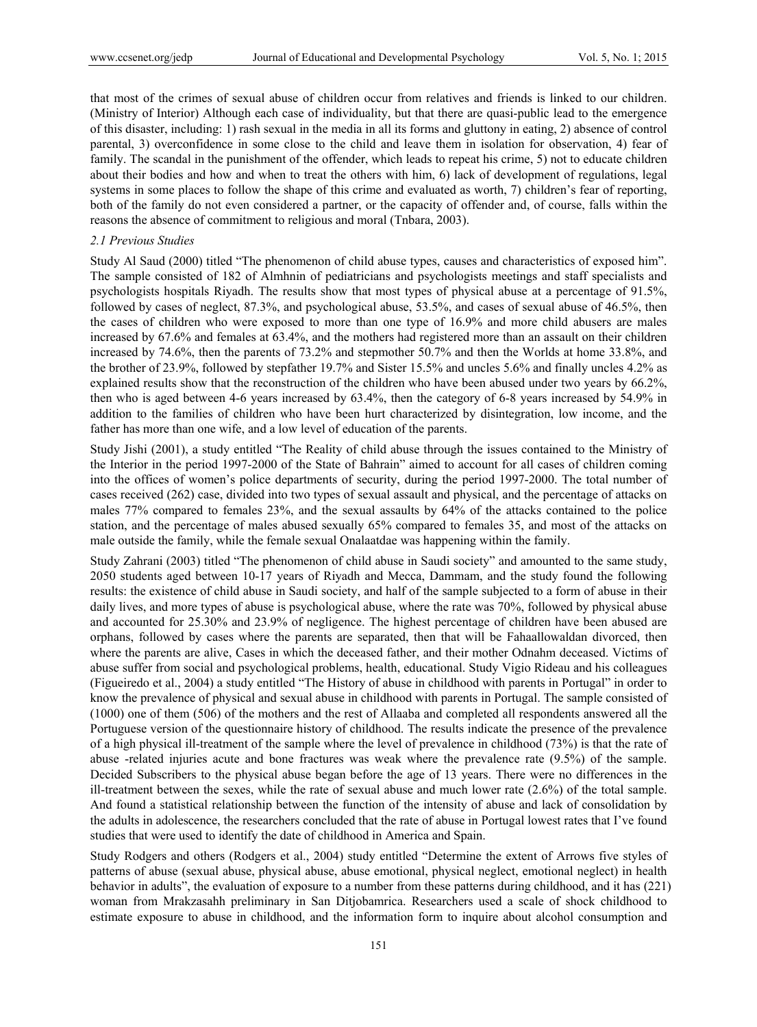that most of the crimes of sexual abuse of children occur from relatives and friends is linked to our children. (Ministry of Interior) Although each case of individuality, but that there are quasi-public lead to the emergence of this disaster, including: 1) rash sexual in the media in all its forms and gluttony in eating, 2) absence of control parental, 3) overconfidence in some close to the child and leave them in isolation for observation, 4) fear of family. The scandal in the punishment of the offender, which leads to repeat his crime, 5) not to educate children about their bodies and how and when to treat the others with him, 6) lack of development of regulations, legal systems in some places to follow the shape of this crime and evaluated as worth, 7) children's fear of reporting, both of the family do not even considered a partner, or the capacity of offender and, of course, falls within the reasons the absence of commitment to religious and moral (Tnbara, 2003).

### *2.1 Previous Studies*

Study Al Saud (2000) titled "The phenomenon of child abuse types, causes and characteristics of exposed him". The sample consisted of 182 of Almhnin of pediatricians and psychologists meetings and staff specialists and psychologists hospitals Riyadh. The results show that most types of physical abuse at a percentage of 91.5%, followed by cases of neglect, 87.3%, and psychological abuse, 53.5%, and cases of sexual abuse of 46.5%, then the cases of children who were exposed to more than one type of 16.9% and more child abusers are males increased by 67.6% and females at 63.4%, and the mothers had registered more than an assault on their children increased by 74.6%, then the parents of 73.2% and stepmother 50.7% and then the Worlds at home 33.8%, and the brother of 23.9%, followed by stepfather 19.7% and Sister 15.5% and uncles 5.6% and finally uncles 4.2% as explained results show that the reconstruction of the children who have been abused under two years by 66.2%, then who is aged between 4-6 years increased by 63.4%, then the category of 6-8 years increased by 54.9% in addition to the families of children who have been hurt characterized by disintegration, low income, and the father has more than one wife, and a low level of education of the parents.

Study Jishi (2001), a study entitled "The Reality of child abuse through the issues contained to the Ministry of the Interior in the period 1997-2000 of the State of Bahrain" aimed to account for all cases of children coming into the offices of women's police departments of security, during the period 1997-2000. The total number of cases received (262) case, divided into two types of sexual assault and physical, and the percentage of attacks on males 77% compared to females 23%, and the sexual assaults by 64% of the attacks contained to the police station, and the percentage of males abused sexually 65% compared to females 35, and most of the attacks on male outside the family, while the female sexual Onalaatdae was happening within the family.

Study Zahrani (2003) titled "The phenomenon of child abuse in Saudi society" and amounted to the same study, 2050 students aged between 10-17 years of Riyadh and Mecca, Dammam, and the study found the following results: the existence of child abuse in Saudi society, and half of the sample subjected to a form of abuse in their daily lives, and more types of abuse is psychological abuse, where the rate was 70%, followed by physical abuse and accounted for 25.30% and 23.9% of negligence. The highest percentage of children have been abused are orphans, followed by cases where the parents are separated, then that will be Fahaallowaldan divorced, then where the parents are alive, Cases in which the deceased father, and their mother Odnahm deceased. Victims of abuse suffer from social and psychological problems, health, educational. Study Vigio Rideau and his colleagues (Figueiredo et al., 2004) a study entitled "The History of abuse in childhood with parents in Portugal" in order to know the prevalence of physical and sexual abuse in childhood with parents in Portugal. The sample consisted of (1000) one of them (506) of the mothers and the rest of Allaaba and completed all respondents answered all the Portuguese version of the questionnaire history of childhood. The results indicate the presence of the prevalence of a high physical ill-treatment of the sample where the level of prevalence in childhood (73%) is that the rate of abuse -related injuries acute and bone fractures was weak where the prevalence rate (9.5%) of the sample. Decided Subscribers to the physical abuse began before the age of 13 years. There were no differences in the ill-treatment between the sexes, while the rate of sexual abuse and much lower rate (2.6%) of the total sample. And found a statistical relationship between the function of the intensity of abuse and lack of consolidation by the adults in adolescence, the researchers concluded that the rate of abuse in Portugal lowest rates that I've found studies that were used to identify the date of childhood in America and Spain.

Study Rodgers and others (Rodgers et al., 2004) study entitled "Determine the extent of Arrows five styles of patterns of abuse (sexual abuse, physical abuse, abuse emotional, physical neglect, emotional neglect) in health behavior in adults", the evaluation of exposure to a number from these patterns during childhood, and it has (221) woman from Mrakzasahh preliminary in San Ditjobamrica. Researchers used a scale of shock childhood to estimate exposure to abuse in childhood, and the information form to inquire about alcohol consumption and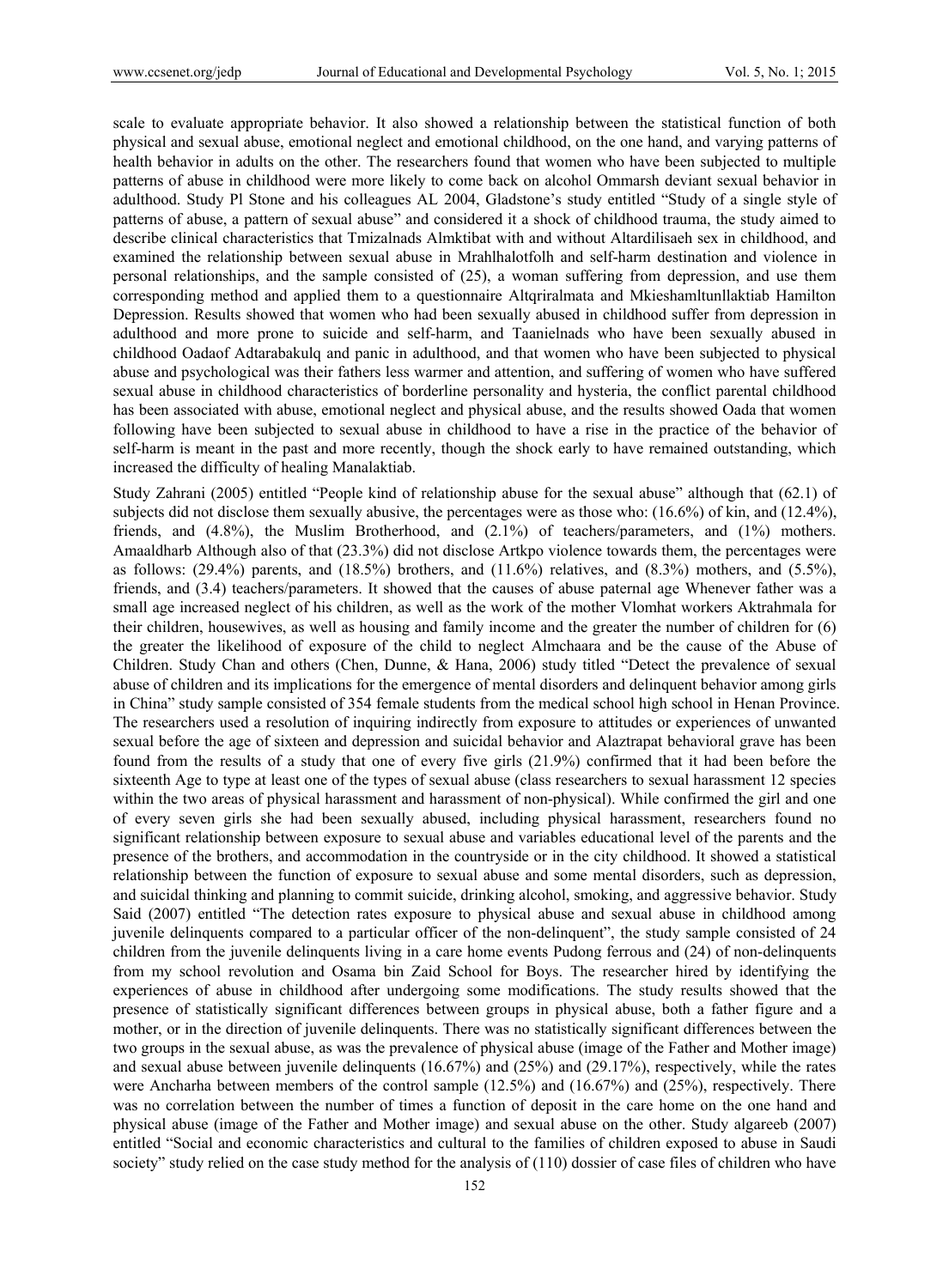scale to evaluate appropriate behavior. It also showed a relationship between the statistical function of both physical and sexual abuse, emotional neglect and emotional childhood, on the one hand, and varying patterns of health behavior in adults on the other. The researchers found that women who have been subjected to multiple patterns of abuse in childhood were more likely to come back on alcohol Ommarsh deviant sexual behavior in adulthood. Study Pl Stone and his colleagues AL 2004, Gladstone's study entitled "Study of a single style of patterns of abuse, a pattern of sexual abuse" and considered it a shock of childhood trauma, the study aimed to describe clinical characteristics that Tmizalnads Almktibat with and without Altardilisaeh sex in childhood, and examined the relationship between sexual abuse in Mrahlhalotfolh and self-harm destination and violence in personal relationships, and the sample consisted of (25), a woman suffering from depression, and use them corresponding method and applied them to a questionnaire Altqriralmata and Mkieshamltunllaktiab Hamilton Depression. Results showed that women who had been sexually abused in childhood suffer from depression in adulthood and more prone to suicide and self-harm, and Taanielnads who have been sexually abused in childhood Oadaof Adtarabakulq and panic in adulthood, and that women who have been subjected to physical abuse and psychological was their fathers less warmer and attention, and suffering of women who have suffered sexual abuse in childhood characteristics of borderline personality and hysteria, the conflict parental childhood has been associated with abuse, emotional neglect and physical abuse, and the results showed Oada that women following have been subjected to sexual abuse in childhood to have a rise in the practice of the behavior of self-harm is meant in the past and more recently, though the shock early to have remained outstanding, which increased the difficulty of healing Manalaktiab.

Study Zahrani (2005) entitled "People kind of relationship abuse for the sexual abuse" although that (62.1) of subjects did not disclose them sexually abusive, the percentages were as those who: (16.6%) of kin, and (12.4%), friends, and (4.8%), the Muslim Brotherhood, and (2.1%) of teachers/parameters, and (1%) mothers. Amaaldharb Although also of that (23.3%) did not disclose Artkpo violence towards them, the percentages were as follows: (29.4%) parents, and (18.5%) brothers, and (11.6%) relatives, and (8.3%) mothers, and (5.5%), friends, and (3.4) teachers/parameters. It showed that the causes of abuse paternal age Whenever father was a small age increased neglect of his children, as well as the work of the mother Vlomhat workers Aktrahmala for their children, housewives, as well as housing and family income and the greater the number of children for (6) the greater the likelihood of exposure of the child to neglect Almchaara and be the cause of the Abuse of Children. Study Chan and others (Chen, Dunne, & Hana, 2006) study titled "Detect the prevalence of sexual abuse of children and its implications for the emergence of mental disorders and delinquent behavior among girls in China" study sample consisted of 354 female students from the medical school high school in Henan Province. The researchers used a resolution of inquiring indirectly from exposure to attitudes or experiences of unwanted sexual before the age of sixteen and depression and suicidal behavior and Alaztrapat behavioral grave has been found from the results of a study that one of every five girls (21.9%) confirmed that it had been before the sixteenth Age to type at least one of the types of sexual abuse (class researchers to sexual harassment 12 species within the two areas of physical harassment and harassment of non-physical). While confirmed the girl and one of every seven girls she had been sexually abused, including physical harassment, researchers found no significant relationship between exposure to sexual abuse and variables educational level of the parents and the presence of the brothers, and accommodation in the countryside or in the city childhood. It showed a statistical relationship between the function of exposure to sexual abuse and some mental disorders, such as depression, and suicidal thinking and planning to commit suicide, drinking alcohol, smoking, and aggressive behavior. Study Said (2007) entitled "The detection rates exposure to physical abuse and sexual abuse in childhood among juvenile delinquents compared to a particular officer of the non-delinquent", the study sample consisted of 24 children from the juvenile delinquents living in a care home events Pudong ferrous and (24) of non-delinquents from my school revolution and Osama bin Zaid School for Boys. The researcher hired by identifying the experiences of abuse in childhood after undergoing some modifications. The study results showed that the presence of statistically significant differences between groups in physical abuse, both a father figure and a mother, or in the direction of juvenile delinquents. There was no statistically significant differences between the two groups in the sexual abuse, as was the prevalence of physical abuse (image of the Father and Mother image) and sexual abuse between juvenile delinquents (16.67%) and (25%) and (29.17%), respectively, while the rates were Ancharha between members of the control sample (12.5%) and (16.67%) and (25%), respectively. There was no correlation between the number of times a function of deposit in the care home on the one hand and physical abuse (image of the Father and Mother image) and sexual abuse on the other. Study algareeb (2007) entitled "Social and economic characteristics and cultural to the families of children exposed to abuse in Saudi society" study relied on the case study method for the analysis of (110) dossier of case files of children who have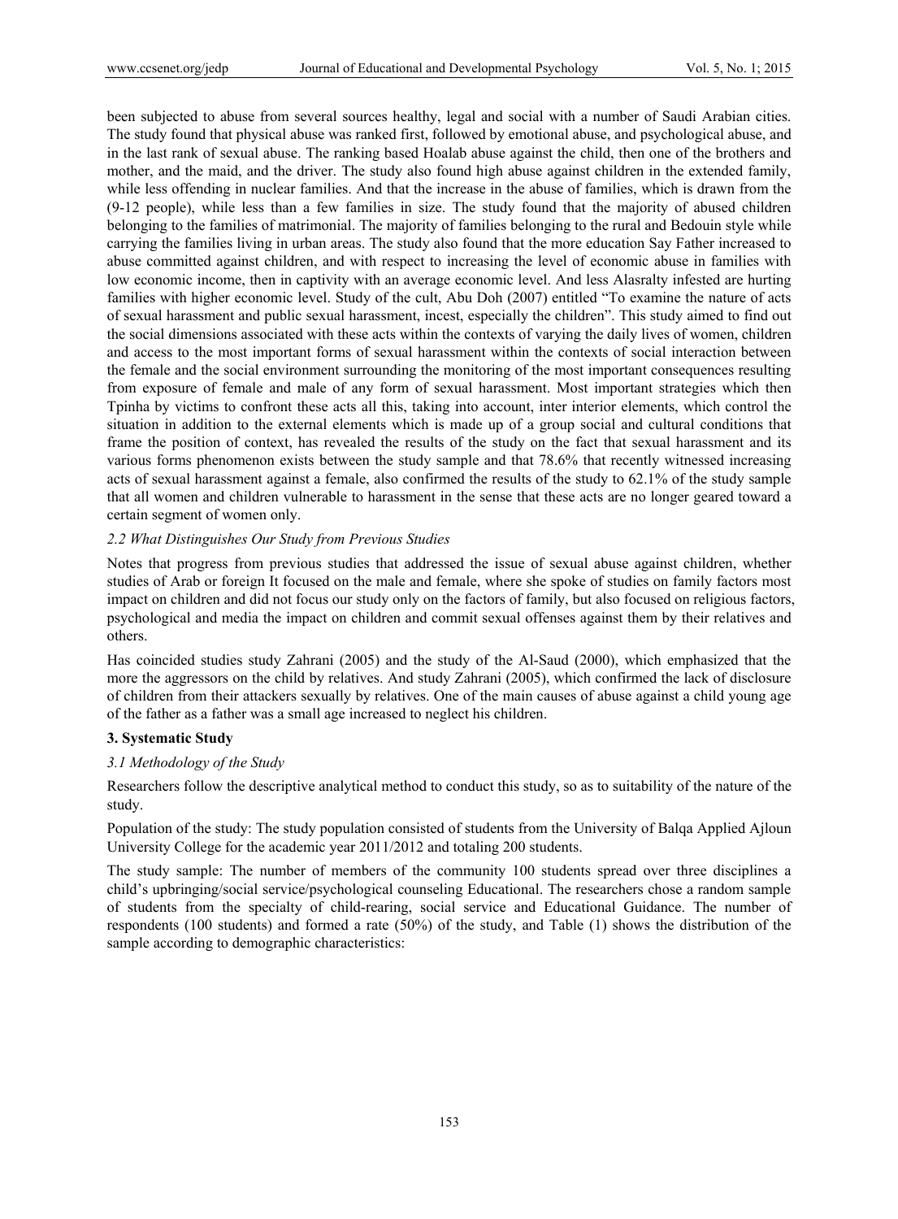been subjected to abuse from several sources healthy, legal and social with a number of Saudi Arabian cities. The study found that physical abuse was ranked first, followed by emotional abuse, and psychological abuse, and in the last rank of sexual abuse. The ranking based Hoalab abuse against the child, then one of the brothers and mother, and the maid, and the driver. The study also found high abuse against children in the extended family, while less offending in nuclear families. And that the increase in the abuse of families, which is drawn from the (9-12 people), while less than a few families in size. The study found that the majority of abused children belonging to the families of matrimonial. The majority of families belonging to the rural and Bedouin style while carrying the families living in urban areas. The study also found that the more education Say Father increased to abuse committed against children, and with respect to increasing the level of economic abuse in families with low economic income, then in captivity with an average economic level. And less Alasralty infested are hurting families with higher economic level. Study of the cult, Abu Doh (2007) entitled "To examine the nature of acts of sexual harassment and public sexual harassment, incest, especially the children". This study aimed to find out the social dimensions associated with these acts within the contexts of varying the daily lives of women, children and access to the most important forms of sexual harassment within the contexts of social interaction between the female and the social environment surrounding the monitoring of the most important consequences resulting from exposure of female and male of any form of sexual harassment. Most important strategies which then Tpinha by victims to confront these acts all this, taking into account, inter interior elements, which control the situation in addition to the external elements which is made up of a group social and cultural conditions that frame the position of context, has revealed the results of the study on the fact that sexual harassment and its various forms phenomenon exists between the study sample and that 78.6% that recently witnessed increasing acts of sexual harassment against a female, also confirmed the results of the study to 62.1% of the study sample that all women and children vulnerable to harassment in the sense that these acts are no longer geared toward a certain segment of women only.

### *2.2 What Distinguishes Our Study from Previous Studies*

Notes that progress from previous studies that addressed the issue of sexual abuse against children, whether studies of Arab or foreign It focused on the male and female, where she spoke of studies on family factors most impact on children and did not focus our study only on the factors of family, but also focused on religious factors, psychological and media the impact on children and commit sexual offenses against them by their relatives and others.

Has coincided studies study Zahrani (2005) and the study of the Al-Saud (2000), which emphasized that the more the aggressors on the child by relatives. And study Zahrani (2005), which confirmed the lack of disclosure of children from their attackers sexually by relatives. One of the main causes of abuse against a child young age of the father as a father was a small age increased to neglect his children.

## **3. Systematic Study**

### *3.1 Methodology of the Study*

Researchers follow the descriptive analytical method to conduct this study, so as to suitability of the nature of the study.

Population of the study: The study population consisted of students from the University of Balqa Applied Ajloun University College for the academic year 2011/2012 and totaling 200 students.

The study sample: The number of members of the community 100 students spread over three disciplines a child's upbringing/social service/psychological counseling Educational. The researchers chose a random sample of students from the specialty of child-rearing, social service and Educational Guidance. The number of respondents (100 students) and formed a rate (50%) of the study, and Table (1) shows the distribution of the sample according to demographic characteristics: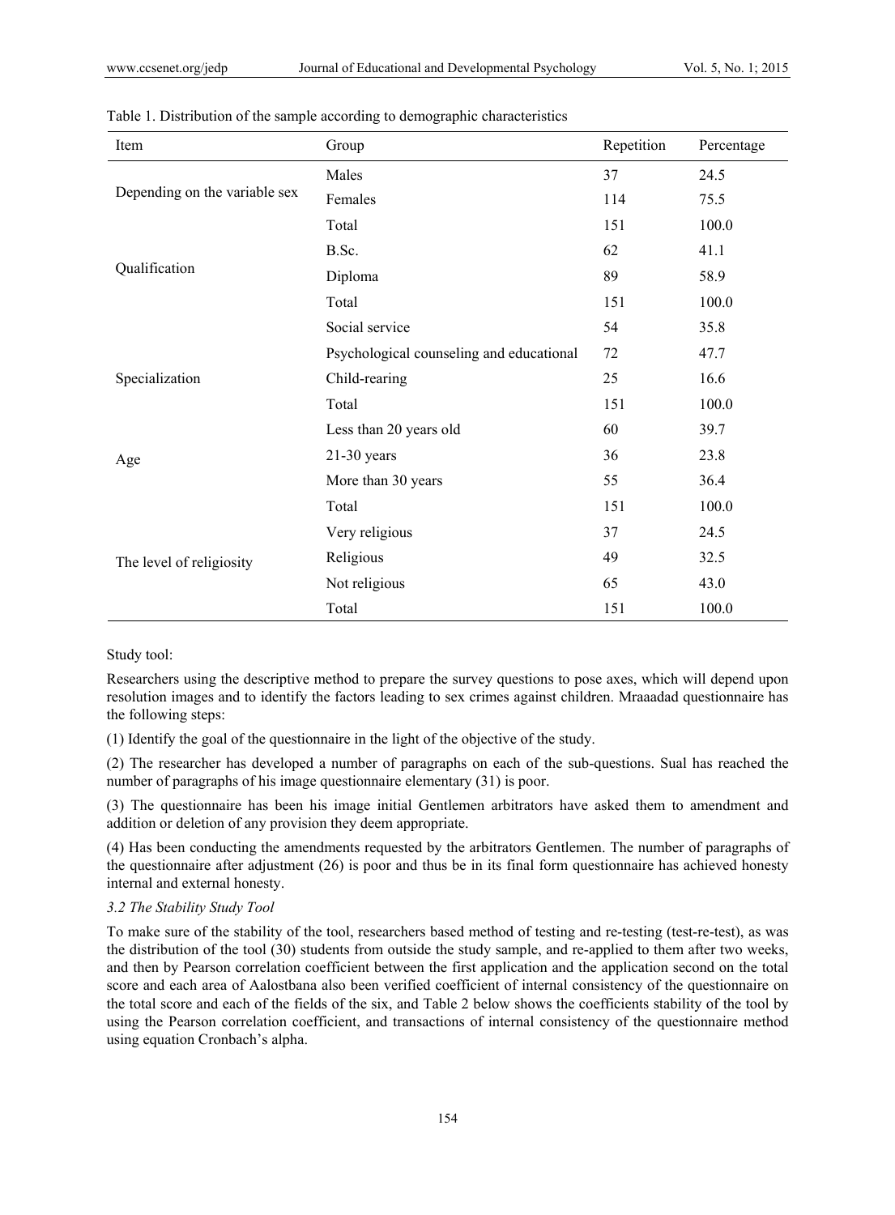Table 1. Distribution of the sample according to demographic characteristics

| Item | Group | Repetition | Percentage |
|---|---|---|---|
| Depending on the variable sex | Males | 37 | 24.5 |
| | Females | 114 | 75.5 |
| | Total | 151 | 100.0 |
| Qualification | B.Sc. | 62 | 41.1 |
| | Diploma | 89 | 58.9 |
| | Total | 151 | 100.0 |
| Specialization | Social service | 54 | 35.8 |
| | Psychological counseling and educational | 72 | 47.7 |
| | Child-rearing | 25 | 16.6 |
| | Total | 151 | 100.0 |
| Age | Less than 20 years old | 60 | 39.7 |
| | 21-30 years | 36 | 23.8 |
| | More than 30 years | 55 | 36.4 |
| | Total | 151 | 100.0 |
| The level of religiosity | Very religious | 37 | 24.5 |
| | Religious | 49 | 32.5 |
| | Not religious | 65 | 43.0 |
| | Total | 151 | 100.0 |

Study tool:

Researchers using the descriptive method to prepare the survey questions to pose axes, which will depend upon resolution images and to identify the factors leading to sex crimes against children. Mraaadad questionnaire has the following steps:

(1) Identify the goal of the questionnaire in the light of the objective of the study.

(2) The researcher has developed a number of paragraphs on each of the sub-questions. Sual has reached the number of paragraphs of his image questionnaire elementary (31) is poor.

(3) The questionnaire has been his image initial Gentlemen arbitrators have asked them to amendment and addition or deletion of any provision they deem appropriate.

(4) Has been conducting the amendments requested by the arbitrators Gentlemen. The number of paragraphs of the questionnaire after adjustment (26) is poor and thus be in its final form questionnaire has achieved honesty internal and external honesty.

### *3.2 The Stability Study Tool*

To make sure of the stability of the tool, researchers based method of testing and re-testing (test-re-test), as was the distribution of the tool (30) students from outside the study sample, and re-applied to them after two weeks, and then by Pearson correlation coefficient between the first application and the application second on the total score and each area of Aalostbana also been verified coefficient of internal consistency of the questionnaire on the total score and each of the fields of the six, and Table 2 below shows the coefficients stability of the tool by using the Pearson correlation coefficient, and transactions of internal consistency of the questionnaire method using equation Cronbach's alpha.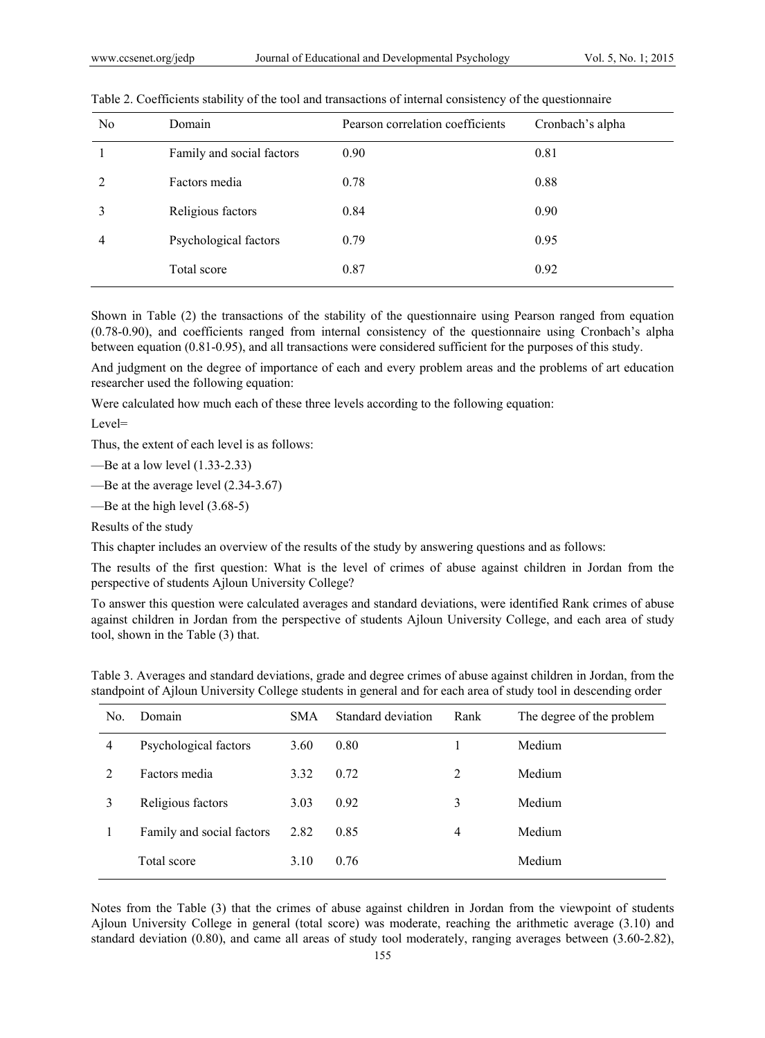Table 2. Coefficients stability of the tool and transactions of internal consistency of the questionnaire

| No | Domain | Pearson correlation coefficients | Cronbach's alpha |
|---|---|---|---|
| 1 | Family and social factors | 0.90 | 0.81 |
| 2 | Factors media | 0.78 | 0.88 |
| 3 | Religious factors | 0.84 | 0.90 |
| 4 | Psychological factors | 0.79 | 0.95 |
| | Total score | 0.87 | 0.92 |

Shown in Table (2) the transactions of the stability of the questionnaire using Pearson ranged from equation (0.78-0.90), and coefficients ranged from internal consistency of the questionnaire using Cronbach's alpha between equation (0.81-0.95), and all transactions were considered sufficient for the purposes of this study.

And judgment on the degree of importance of each and every problem areas and the problems of art education researcher used the following equation:

Were calculated how much each of these three levels according to the following equation:

Level=

Thus, the extent of each level is as follows:

—Be at a low level (1.33-2.33)

—Be at the average level (2.34-3.67)

—Be at the high level (3.68-5)

Results of the study

This chapter includes an overview of the results of the study by answering questions and as follows:

The results of the first question: What is the level of crimes of abuse against children in Jordan from the perspective of students Ajloun University College?

To answer this question were calculated averages and standard deviations, were identified Rank crimes of abuse against children in Jordan from the perspective of students Ajloun University College, and each area of study tool, shown in the Table (3) that.

Table 3. Averages and standard deviations, grade and degree crimes of abuse against children in Jordan, from the standpoint of Ajloun University College students in general and for each area of study tool in descending order

| No. | Domain | SMA | Standard deviation | Rank | The degree of the problem |
|---|---|---|---|---|---|
| 4 | Psychological factors | 3.60 | 0.80 | 1 | Medium |
| 2 | Factors media | 3.32 | 0.72 | 2 | Medium |
| 3 | Religious factors | 3.03 | 0.92 | 3 | Medium |
| 1 | Family and social factors | 2.82 | 0.85 | 4 | Medium |
| | Total score | 3.10 | 0.76 | | Medium |

Notes from the Table (3) that the crimes of abuse against children in Jordan from the viewpoint of students Ajloun University College in general (total score) was moderate, reaching the arithmetic average (3.10) and standard deviation (0.80), and came all areas of study tool moderately, ranging averages between (3.60-2.82),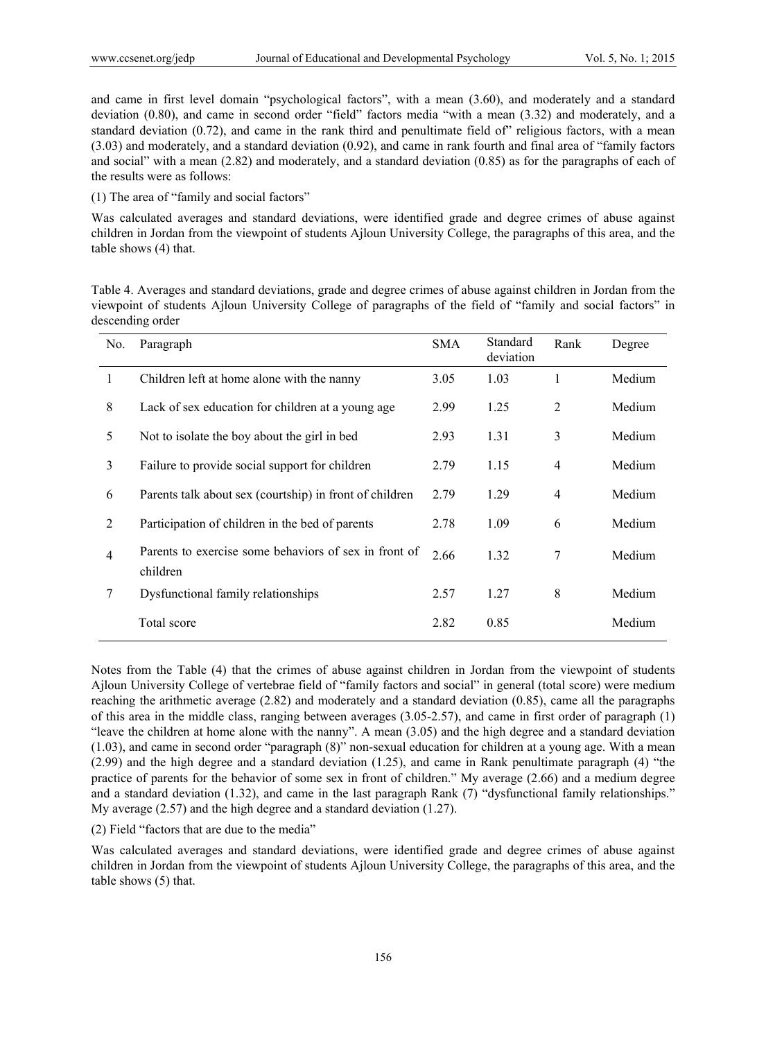and came in first level domain "psychological factors", with a mean (3.60), and moderately and a standard deviation (0.80), and came in second order "field" factors media "with a mean (3.32) and moderately, and a standard deviation (0.72), and came in the rank third and penultimate field of" religious factors, with a mean (3.03) and moderately, and a standard deviation (0.92), and came in rank fourth and final area of "family factors and social" with a mean (2.82) and moderately, and a standard deviation (0.85) as for the paragraphs of each of the results were as follows:

(1) The area of "family and social factors"

Was calculated averages and standard deviations, were identified grade and degree crimes of abuse against children in Jordan from the viewpoint of students Ajloun University College, the paragraphs of this area, and the table shows (4) that.

Table 4. Averages and standard deviations, grade and degree crimes of abuse against children in Jordan from the viewpoint of students Ajloun University College of paragraphs of the field of "family and social factors" in descending order

| No. | Paragraph | SMA | Standard deviation | Rank | Degree |
|---|---|---|---|---|---|
| 1 | Children left at home alone with the nanny | 3.05 | 1.03 | 1 | Medium |
| 8 | Lack of sex education for children at a young age | 2.99 | 1.25 | 2 | Medium |
| 5 | Not to isolate the boy about the girl in bed | 2.93 | 1.31 | 3 | Medium |
| 3 | Failure to provide social support for children | 2.79 | 1.15 | 4 | Medium |
| 6 | Parents talk about sex (courtship) in front of children | 2.79 | 1.29 | 4 | Medium |
| 2 | Participation of children in the bed of parents | 2.78 | 1.09 | 6 | Medium |
| 4 | Parents to exercise some behaviors of sex in front of children | 2.66 | 1.32 | 7 | Medium |
| 7 | Dysfunctional family relationships | 2.57 | 1.27 | 8 | Medium |
| | Total score | 2.82 | 0.85 | | Medium |

Notes from the Table (4) that the crimes of abuse against children in Jordan from the viewpoint of students Ajloun University College of vertebrae field of "family factors and social" in general (total score) were medium reaching the arithmetic average (2.82) and moderately and a standard deviation (0.85), came all the paragraphs of this area in the middle class, ranging between averages (3.05-2.57), and came in first order of paragraph (1) "leave the children at home alone with the nanny". A mean (3.05) and the high degree and a standard deviation (1.03), and came in second order "paragraph (8)" non-sexual education for children at a young age. With a mean (2.99) and the high degree and a standard deviation (1.25), and came in Rank penultimate paragraph (4) "the practice of parents for the behavior of some sex in front of children." My average (2.66) and a medium degree and a standard deviation (1.32), and came in the last paragraph Rank (7) "dysfunctional family relationships." My average (2.57) and the high degree and a standard deviation (1.27).

(2) Field "factors that are due to the media"

Was calculated averages and standard deviations, were identified grade and degree crimes of abuse against children in Jordan from the viewpoint of students Ajloun University College, the paragraphs of this area, and the table shows (5) that.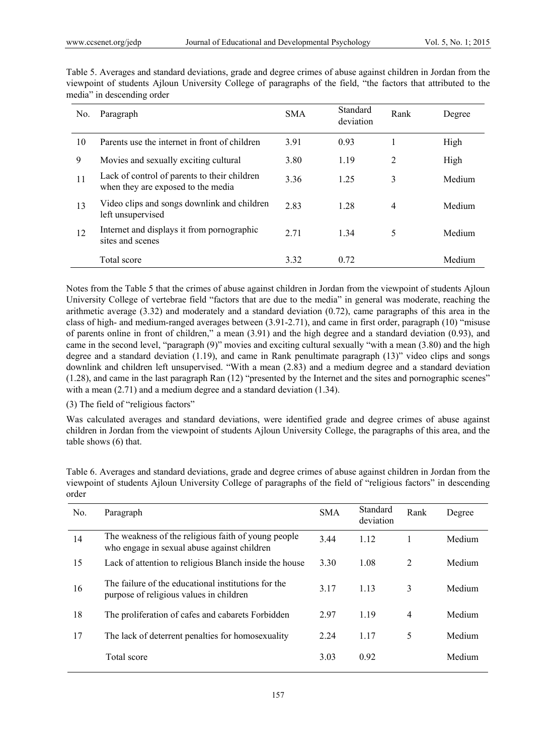Table 5. Averages and standard deviations, grade and degree crimes of abuse against children in Jordan from the viewpoint of students Ajloun University College of paragraphs of the field, "the factors that attributed to the media" in descending order

| No. | Paragraph | SMA | Standard deviation | Rank | Degree |
|---|---|---|---|---|---|
| 10 | Parents use the internet in front of children | 3.91 | 0.93 | 1 | High |
| 9 | Movies and sexually exciting cultural | 3.80 | 1.19 | 2 | High |
| 11 | Lack of control of parents to their children when they are exposed to the media | 3.36 | 1.25 | 3 | Medium |
| 13 | Video clips and songs downlink and children left unsupervised | 2.83 | 1.28 | 4 | Medium |
| 12 | Internet and displays it from pornographic sites and scenes | 2.71 | 1.34 | 5 | Medium |
| | Total score | 3.32 | 0.72 | | Medium |

Notes from the Table 5 that the crimes of abuse against children in Jordan from the viewpoint of students Ajloun University College of vertebrae field "factors that are due to the media" in general was moderate, reaching the arithmetic average (3.32) and moderately and a standard deviation (0.72), came paragraphs of this area in the class of high- and medium-ranged averages between (3.91-2.71), and came in first order, paragraph (10) "misuse of parents online in front of children," a mean (3.91) and the high degree and a standard deviation (0.93), and came in the second level, "paragraph (9)" movies and exciting cultural sexually "with a mean (3.80) and the high degree and a standard deviation (1.19), and came in Rank penultimate paragraph (13)" video clips and songs downlink and children left unsupervised. "With a mean (2.83) and a medium degree and a standard deviation (1.28), and came in the last paragraph Ran (12) "presented by the Internet and the sites and pornographic scenes" with a mean (2.71) and a medium degree and a standard deviation (1.34).

(3) The field of "religious factors"

Was calculated averages and standard deviations, were identified grade and degree crimes of abuse against children in Jordan from the viewpoint of students Ajloun University College, the paragraphs of this area, and the table shows (6) that.

Table 6. Averages and standard deviations, grade and degree crimes of abuse against children in Jordan from the viewpoint of students Ajloun University College of paragraphs of the field of "religious factors" in descending order

| No. | Paragraph | SMA | Standard deviation | Rank | Degree |
|---|---|---|---|---|---|
| 14 | The weakness of the religious faith of young people who engage in sexual abuse against children | 3.44 | 1.12 | 1 | Medium |
| 15 | Lack of attention to religious Blanch inside the house | 3.30 | 1.08 | 2 | Medium |
| 16 | The failure of the educational institutions for the purpose of religious values in children | 3.17 | 1.13 | 3 | Medium |
| 18 | The proliferation of cafes and cabarets Forbidden | 2.97 | 1.19 | 4 | Medium |
| 17 | The lack of deterrent penalties for homosexuality | 2.24 | 1.17 | 5 | Medium |
| | Total score | 3.03 | 0.92 | | Medium |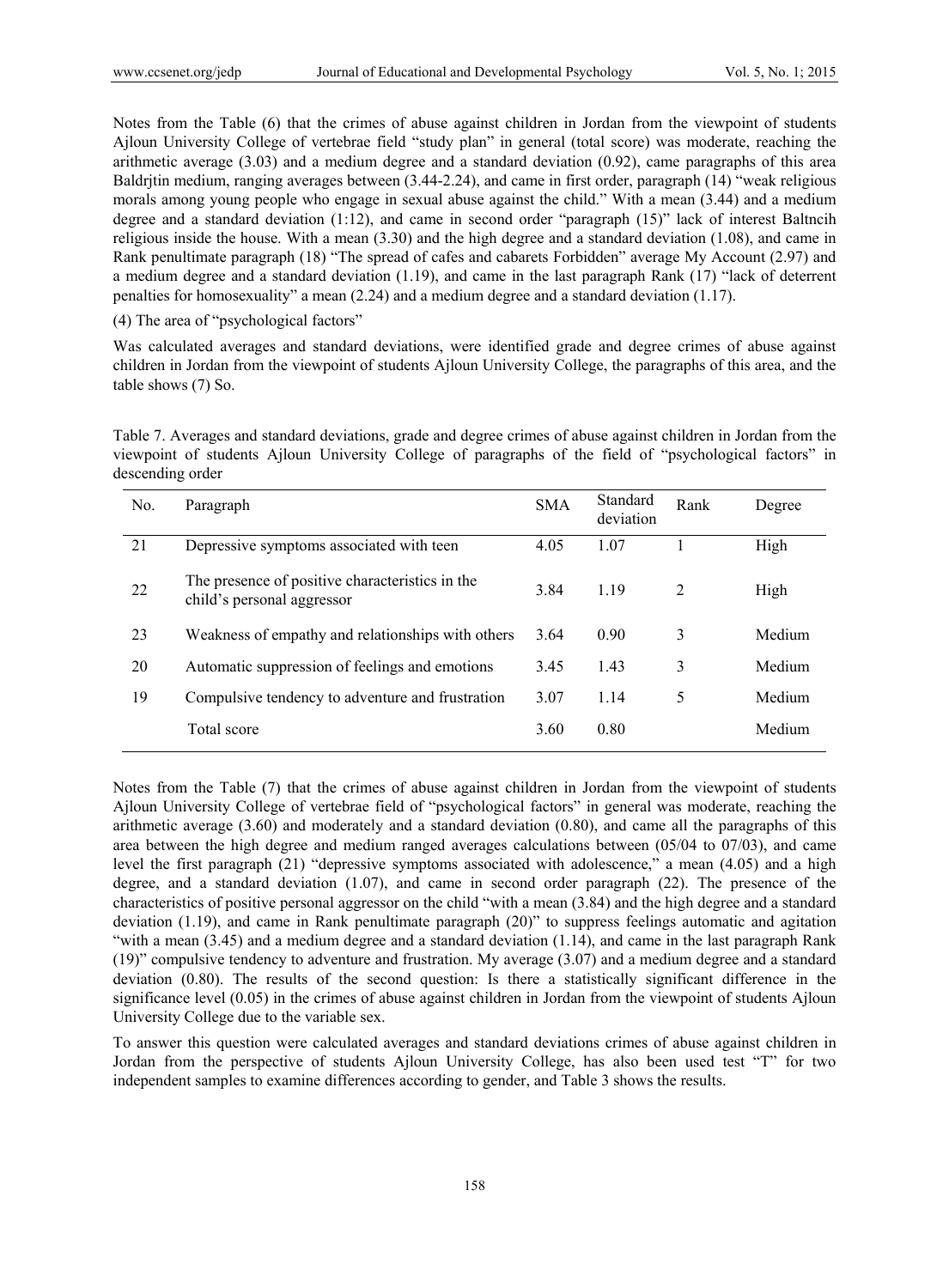Notes from the Table (6) that the crimes of abuse against children in Jordan from the viewpoint of students Ajloun University College of vertebrae field "study plan" in general (total score) was moderate, reaching the arithmetic average (3.03) and a medium degree and a standard deviation (0.92), came paragraphs of this area Baldrjtin medium, ranging averages between (3.44-2.24), and came in first order, paragraph (14) "weak religious morals among young people who engage in sexual abuse against the child." With a mean (3.44) and a medium degree and a standard deviation (1:12), and came in second order "paragraph (15)" lack of interest Baltncih religious inside the house. With a mean (3.30) and the high degree and a standard deviation (1.08), and came in Rank penultimate paragraph (18) "The spread of cafes and cabarets Forbidden" average My Account (2.97) and a medium degree and a standard deviation (1.19), and came in the last paragraph Rank (17) "lack of deterrent penalties for homosexuality" a mean (2.24) and a medium degree and a standard deviation (1.17).

(4) The area of "psychological factors"

Was calculated averages and standard deviations, were identified grade and degree crimes of abuse against children in Jordan from the viewpoint of students Ajloun University College, the paragraphs of this area, and the table shows (7) So.

Table 7. Averages and standard deviations, grade and degree crimes of abuse against children in Jordan from the viewpoint of students Ajloun University College of paragraphs of the field of "psychological factors" in descending order

| No. | Paragraph | SMA | Standard deviation | Rank | Degree |
|---|---|---|---|---|---|
| 21 | Depressive symptoms associated with teen | 4.05 | 1.07 | 1 | High |
| 22 | The presence of positive characteristics in the child's personal aggressor | 3.84 | 1.19 | 2 | High |
| 23 | Weakness of empathy and relationships with others | 3.64 | 0.90 | 3 | Medium |
| 20 | Automatic suppression of feelings and emotions | 3.45 | 1.43 | 3 | Medium |
| 19 | Compulsive tendency to adventure and frustration | 3.07 | 1.14 | 5 | Medium |
| | Total score | 3.60 | 0.80 | | Medium |

Notes from the Table (7) that the crimes of abuse against children in Jordan from the viewpoint of students Ajloun University College of vertebrae field of "psychological factors" in general was moderate, reaching the arithmetic average (3.60) and moderately and a standard deviation (0.80), and came all the paragraphs of this area between the high degree and medium ranged averages calculations between (05/04 to 07/03), and came level the first paragraph (21) "depressive symptoms associated with adolescence," a mean (4.05) and a high degree, and a standard deviation (1.07), and came in second order paragraph (22). The presence of the characteristics of positive personal aggressor on the child "with a mean (3.84) and the high degree and a standard deviation (1.19), and came in Rank penultimate paragraph (20)" to suppress feelings automatic and agitation "with a mean (3.45) and a medium degree and a standard deviation (1.14), and came in the last paragraph Rank (19)" compulsive tendency to adventure and frustration. My average (3.07) and a medium degree and a standard deviation (0.80). The results of the second question: Is there a statistically significant difference in the significance level (0.05) in the crimes of abuse against children in Jordan from the viewpoint of students Ajloun University College due to the variable sex.

To answer this question were calculated averages and standard deviations crimes of abuse against children in Jordan from the perspective of students Ajloun University College, has also been used test "T" for two independent samples to examine differences according to gender, and Table 3 shows the results.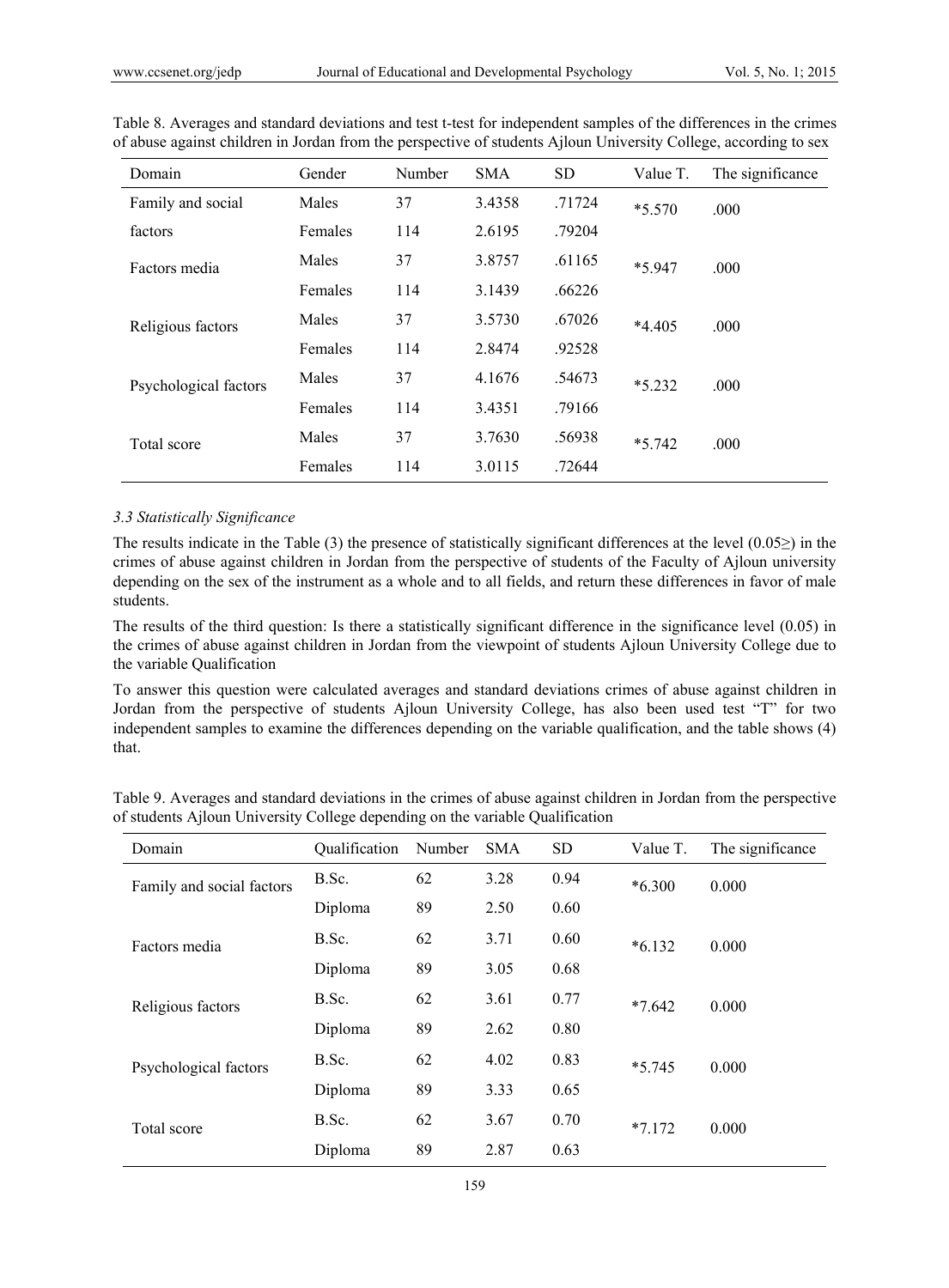Table 8. Averages and standard deviations and test t-test for independent samples of the differences in the crimes of abuse against children in Jordan from the perspective of students Ajloun University College, according to sex

| Domain | Gender | Number | SMA | SD | Value T. | The significance |
|---|---|---|---|---|---|---|
| Family and social factors | Males | 37 | 3.4358 | .71724 | *5.570 | .000 |
| | Females | 114 | 2.6195 | .79204 | | |
| Factors media | Males | 37 | 3.8757 | .61165 | *5.947 | .000 |
| | Females | 114 | 3.1439 | .66226 | | |
| Religious factors | Males | 37 | 3.5730 | .67026 | *4.405 | .000 |
| | Females | 114 | 2.8474 | .92528 | | |
| Psychological factors | Males | 37 | 4.1676 | .54673 | *5.232 | .000 |
| | Females | 114 | 3.4351 | .79166 | | |
| Total score | Males | 37 | 3.7630 | .56938 | *5.742 | .000 |
| | Females | 114 | 3.0115 | .72644 | | |

### *3.3 Statistically Significance*

The results indicate in the Table (3) the presence of statistically significant differences at the level (0.05≥) in the crimes of abuse against children in Jordan from the perspective of students of the Faculty of Ajloun university depending on the sex of the instrument as a whole and to all fields, and return these differences in favor of male students.

The results of the third question: Is there a statistically significant difference in the significance level (0.05) in the crimes of abuse against children in Jordan from the viewpoint of students Ajloun University College due to the variable Qualification

To answer this question were calculated averages and standard deviations crimes of abuse against children in Jordan from the perspective of students Ajloun University College, has also been used test "T" for two independent samples to examine the differences depending on the variable qualification, and the table shows (4) that.

Table 9. Averages and standard deviations in the crimes of abuse against children in Jordan from the perspective of students Ajloun University College depending on the variable Qualification

| Domain | Qualification | Number | SMA | SD | Value T. | The significance |
|---|---|---|---|---|---|---|
| Family and social factors | B.Sc. | 62 | 3.28 | 0.94 | *6.300 | 0.000 |
| | Diploma | 89 | 2.50 | 0.60 | | |
| Factors media | B.Sc. | 62 | 3.71 | 0.60 | *6.132 | 0.000 |
| | Diploma | 89 | 3.05 | 0.68 | | |
| Religious factors | B.Sc. | 62 | 3.61 | 0.77 | *7.642 | 0.000 |
| | Diploma | 89 | 2.62 | 0.80 | | |
| Psychological factors | B.Sc. | 62 | 4.02 | 0.83 | *5.745 | 0.000 |
| | Diploma | 89 | 3.33 | 0.65 | | |
| Total score | B.Sc. | 62 | 3.67 | 0.70 | *7.172 | 0.000 |
| | Diploma | 89 | 2.87 | 0.63 | | |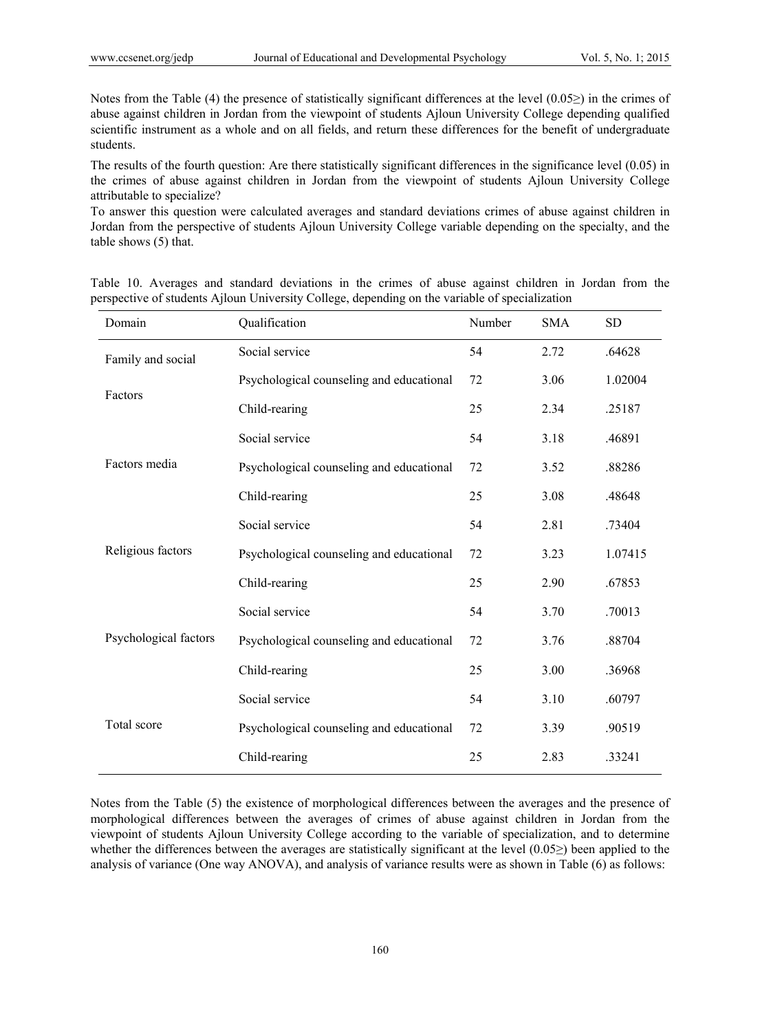Notes from the Table (4) the presence of statistically significant differences at the level (0.05≥) in the crimes of abuse against children in Jordan from the viewpoint of students Ajloun University College depending qualified scientific instrument as a whole and on all fields, and return these differences for the benefit of undergraduate students.

The results of the fourth question: Are there statistically significant differences in the significance level (0.05) in the crimes of abuse against children in Jordan from the viewpoint of students Ajloun University College attributable to specialize?

To answer this question were calculated averages and standard deviations crimes of abuse against children in Jordan from the perspective of students Ajloun University College variable depending on the specialty, and the table shows (5) that.

Table 10. Averages and standard deviations in the crimes of abuse against children in Jordan from the perspective of students Ajloun University College, depending on the variable of specialization

| Domain | Qualification | Number | SMA | SD |
|---|---|---|---|---|
| Family and social Factors | Social service | 54 | 2.72 | .64628 |
| | Psychological counseling and educational | 72 | 3.06 | 1.02004 |
| | Child-rearing | 25 | 2.34 | .25187 |
| Factors media | Social service | 54 | 3.18 | .46891 |
| | Psychological counseling and educational | 72 | 3.52 | .88286 |
| | Child-rearing | 25 | 3.08 | .48648 |
| Religious factors | Social service | 54 | 2.81 | .73404 |
| | Psychological counseling and educational | 72 | 3.23 | 1.07415 |
| | Child-rearing | 25 | 2.90 | .67853 |
| Psychological factors | Social service | 54 | 3.70 | .70013 |
| | Psychological counseling and educational | 72 | 3.76 | .88704 |
| | Child-rearing | 25 | 3.00 | .36968 |
| Total score | Social service | 54 | 3.10 | .60797 |
| | Psychological counseling and educational | 72 | 3.39 | .90519 |
| | Child-rearing | 25 | 2.83 | .33241 |

Notes from the Table (5) the existence of morphological differences between the averages and the presence of morphological differences between the averages of crimes of abuse against children in Jordan from the viewpoint of students Ajloun University College according to the variable of specialization, and to determine whether the differences between the averages are statistically significant at the level (0.05≥) been applied to the analysis of variance (One way ANOVA), and analysis of variance results were as shown in Table (6) as follows: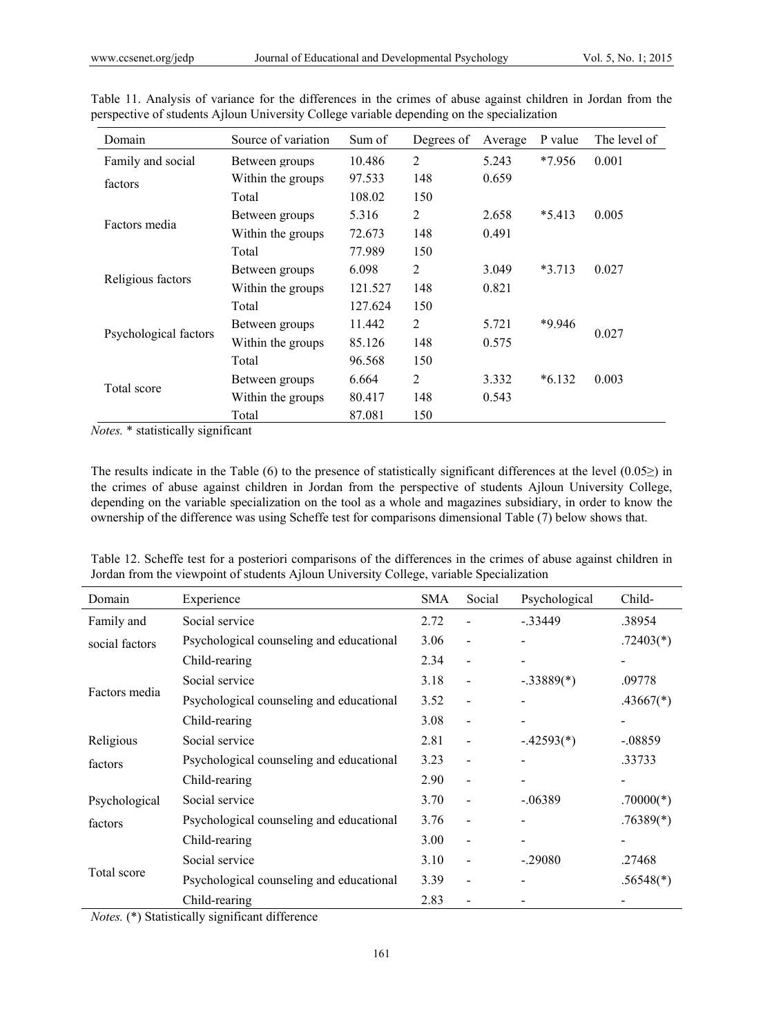Table 11. Analysis of variance for the differences in the crimes of abuse against children in Jordan from the perspective of students Ajloun University College variable depending on the specialization

| Domain | Source of variation | Sum of | Degrees of | Average | P value | The level of |
|---|---|---|---|---|---|---|
| Family and social factors | Between groups | 10.486 | 2 | 5.243 | *7.956 | 0.001 |
| | Within the groups | 97.533 | 148 | 0.659 | | |
| | Total | 108.02 | 150 | | | |
| Factors media | Between groups | 5.316 | 2 | 2.658 | *5.413 | 0.005 |
| | Within the groups | 72.673 | 148 | 0.491 | | |
| | Total | 77.989 | 150 | | | |
| Religious factors | Between groups | 6.098 | 2 | 3.049 | *3.713 | 0.027 |
| | Within the groups | 121.527 | 148 | 0.821 | | |
| | Total | 127.624 | 150 | | | |
| Psychological factors | Between groups | 11.442 | 2 | 5.721 | *9.946 | 0.027 |
| | Within the groups | 85.126 | 148 | 0.575 | | |
| | Total | 96.568 | 150 | | | |
| Total score | Between groups | 6.664 | 2 | 3.332 | *6.132 | 0.003 |
| | Within the groups | 80.417 | 148 | 0.543 | | |
| | Total | 87.081 | 150 | | | |

*Notes.* * statistically significant

The results indicate in the Table (6) to the presence of statistically significant differences at the level (0.05≥) in the crimes of abuse against children in Jordan from the perspective of students Ajloun University College, depending on the variable specialization on the tool as a whole and magazines subsidiary, in order to know the ownership of the difference was using Scheffe test for comparisons dimensional Table (7) below shows that.

Table 12. Scheffe test for a posteriori comparisons of the differences in the crimes of abuse against children in Jordan from the viewpoint of students Ajloun University College, variable Specialization

| Domain | Experience | SMA | Social | Psychological | Child- |
|---|---|---|---|---|---|
| Family and social factors | Social service | 2.72 | - | -.33449 | .38954 |
| | Psychological counseling and educational | 3.06 | - | - | .72403(*) |
| | Child-rearing | 2.34 | - | - | - |
| Factors media | Social service | 3.18 | - | -.33889(*) | .09778 |
| | Psychological counseling and educational | 3.52 | - | - | .43667(*) |
| | Child-rearing | 3.08 | - | - | - |
| Religious factors | Social service | 2.81 | - | -.42593(*) | -.08859 |
| | Psychological counseling and educational | 3.23 | - | - | .33733 |
| | Child-rearing | 2.90 | - | - | - |
| Psychological factors | Social service | 3.70 | - | -.06389 | .70000(*) |
| | Psychological counseling and educational | 3.76 | - | - | .76389(*) |
| | Child-rearing | 3.00 | - | - | - |
| Total score | Social service | 3.10 | - | -.29080 | .27468 |
| | Psychological counseling and educational | 3.39 | - | - | .56548(*) |
| | Child-rearing | 2.83 | - | - | - |

*Notes.* (*) Statistically significant difference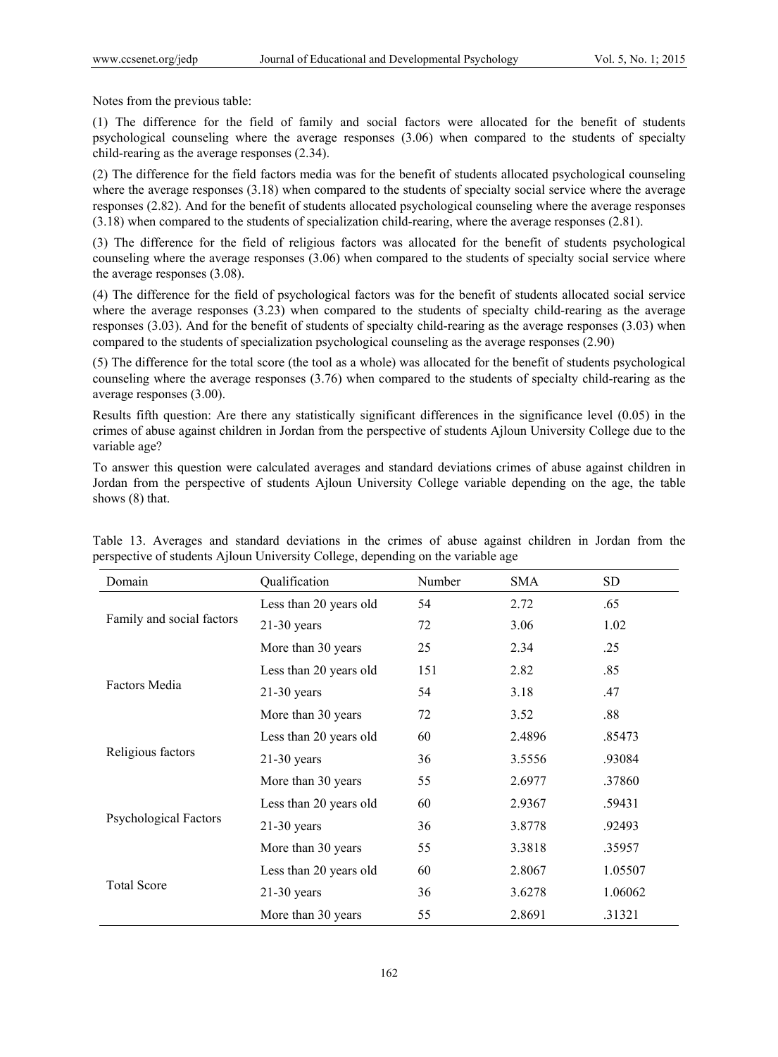Notes from the previous table:

(1) The difference for the field of family and social factors were allocated for the benefit of students psychological counseling where the average responses (3.06) when compared to the students of specialty child-rearing as the average responses (2.34).

(2) The difference for the field factors media was for the benefit of students allocated psychological counseling where the average responses (3.18) when compared to the students of specialty social service where the average responses (2.82). And for the benefit of students allocated psychological counseling where the average responses (3.18) when compared to the students of specialization child-rearing, where the average responses (2.81).

(3) The difference for the field of religious factors was allocated for the benefit of students psychological counseling where the average responses (3.06) when compared to the students of specialty social service where the average responses (3.08).

(4) The difference for the field of psychological factors was for the benefit of students allocated social service where the average responses (3.23) when compared to the students of specialty child-rearing as the average responses (3.03). And for the benefit of students of specialty child-rearing as the average responses (3.03) when compared to the students of specialization psychological counseling as the average responses (2.90)

(5) The difference for the total score (the tool as a whole) was allocated for the benefit of students psychological counseling where the average responses (3.76) when compared to the students of specialty child-rearing as the average responses (3.00).

Results fifth question: Are there any statistically significant differences in the significance level (0.05) in the crimes of abuse against children in Jordan from the perspective of students Ajloun University College due to the variable age?

To answer this question were calculated averages and standard deviations crimes of abuse against children in Jordan from the perspective of students Ajloun University College variable depending on the age, the table shows (8) that.

Table 13. Averages and standard deviations in the crimes of abuse against children in Jordan from the perspective of students Ajloun University College, depending on the variable age

| Domain | Qualification | Number | SMA | SD |
|---|---|---|---|---|
| Family and social factors | Less than 20 years old | 54 | 2.72 | .65 |
| | 21-30 years | 72 | 3.06 | 1.02 |
| | More than 30 years | 25 | 2.34 | .25 |
| Factors Media | Less than 20 years old | 151 | 2.82 | .85 |
| | 21-30 years | 54 | 3.18 | .47 |
| | More than 30 years | 72 | 3.52 | .88 |
| Religious factors | Less than 20 years old | 60 | 2.4896 | .85473 |
| | 21-30 years | 36 | 3.5556 | .93084 |
| | More than 30 years | 55 | 2.6977 | .37860 |
| Psychological Factors | Less than 20 years old | 60 | 2.9367 | .59431 |
| | 21-30 years | 36 | 3.8778 | .92493 |
| | More than 30 years | 55 | 3.3818 | .35957 |
| Total Score | Less than 20 years old | 60 | 2.8067 | 1.05507 |
| | 21-30 years | 36 | 3.6278 | 1.06062 |
| | More than 30 years | 55 | 2.8691 | .31321 |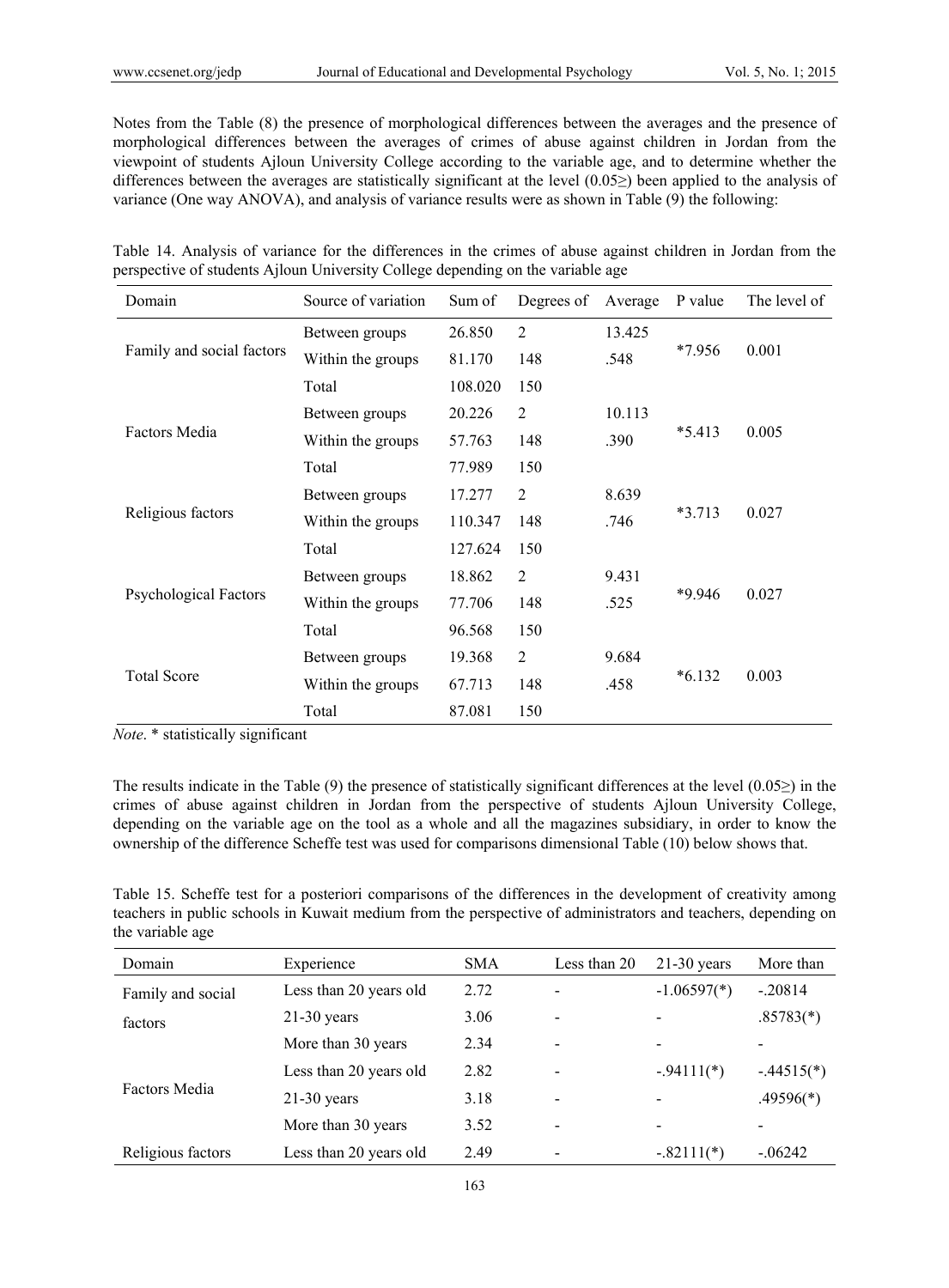Notes from the Table (8) the presence of morphological differences between the averages and the presence of morphological differences between the averages of crimes of abuse against children in Jordan from the viewpoint of students Ajloun University College according to the variable age, and to determine whether the differences between the averages are statistically significant at the level (0.05≥) been applied to the analysis of variance (One way ANOVA), and analysis of variance results were as shown in Table (9) the following:

Table 14. Analysis of variance for the differences in the crimes of abuse against children in Jordan from the perspective of students Ajloun University College depending on the variable age

| Domain | Source of variation | Sum of | Degrees of | Average | P value | The level of |
|---|---|---|---|---|---|---|
| Family and social factors | Between groups | 26.850 | 2 | 13.425 | *7.956 | 0.001 |
| | Within the groups | 81.170 | 148 | .548 | | |
| | Total | 108.020 | 150 | | | |
| Factors Media | Between groups | 20.226 | 2 | 10.113 | *5.413 | 0.005 |
| | Within the groups | 57.763 | 148 | .390 | | |
| | Total | 77.989 | 150 | | | |
| Religious factors | Between groups | 17.277 | 2 | 8.639 | *3.713 | 0.027 |
| | Within the groups | 110.347 | 148 | .746 | | |
| | Total | 127.624 | 150 | | | |
| Psychological Factors | Between groups | 18.862 | 2 | 9.431 | *9.946 | 0.027 |
| | Within the groups | 77.706 | 148 | .525 | | |
| | Total | 96.568 | 150 | | | |
| Total Score | Between groups | 19.368 | 2 | 9.684 | *6.132 | 0.003 |
| | Within the groups | 67.713 | 148 | .458 | | |
| | Total | 87.081 | 150 | | | |

*Note*. * statistically significant

The results indicate in the Table (9) the presence of statistically significant differences at the level (0.05≥) in the crimes of abuse against children in Jordan from the perspective of students Ajloun University College, depending on the variable age on the tool as a whole and all the magazines subsidiary, in order to know the ownership of the difference Scheffe test was used for comparisons dimensional Table (10) below shows that.

Table 15. Scheffe test for a posteriori comparisons of the differences in the development of creativity among teachers in public schools in Kuwait medium from the perspective of administrators and teachers, depending on the variable age

| Domain | Experience | SMA | Less than 20 | 21-30 years | More than |
|---|---|---|---|---|---|
| Family and social factors | Less than 20 years old | 2.72 | - | -1.06597(*) | -.20814 |
| | 21-30 years | 3.06 | - | - | .85783(*) |
| | More than 30 years | 2.34 | - | - | - |
| Factors Media | Less than 20 years old | 2.82 | - | -.94111(*) | -.44515(*) |
| | 21-30 years | 3.18 | - | - | .49596(*) |
| | More than 30 years | 3.52 | - | - | - |
| Religious factors | Less than 20 years old | 2.49 | - | -.82111(*) | -.06242 |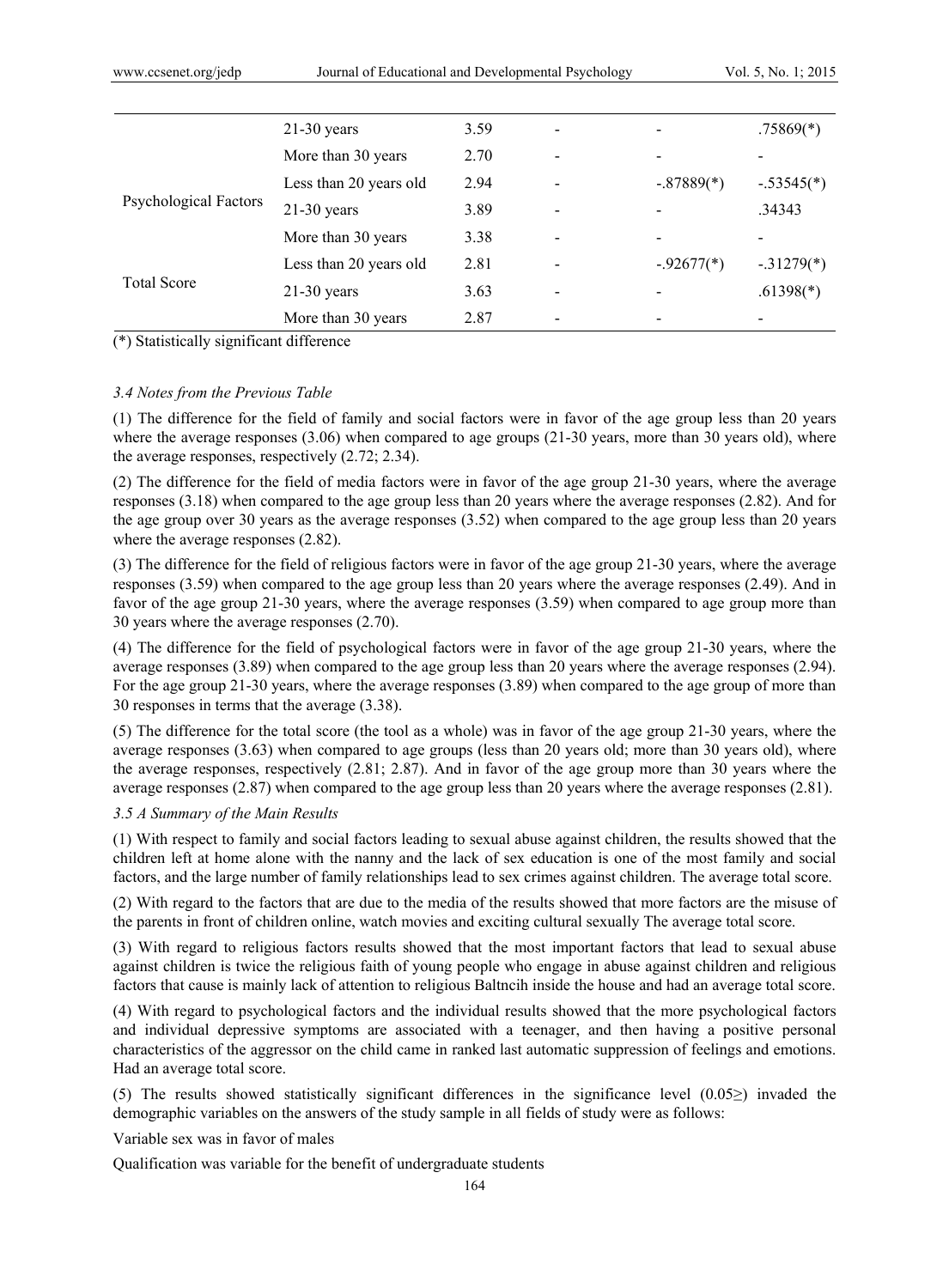| | | | | | |
|---|---|---|---|---|---|
| | 21-30 years | 3.59 | - | - | .75869(*) |
| | More than 30 years | 2.70 | - | - | - |
| Psychological Factors | Less than 20 years old | 2.94 | - | -.87889(*) | -.53545(*) |
| | 21-30 years | 3.89 | - | - | .34343 |
| | More than 30 years | 3.38 | - | - | - |
| Total Score | Less than 20 years old | 2.81 | - | -.92677(*) | -.31279(*) |
| | 21-30 years | 3.63 | - | - | .61398(*) |
| | More than 30 years | 2.87 | - | - | - |

(*) Statistically significant difference

### 3.4 Notes from the Previous Table

(1) The difference for the field of family and social factors were in favor of the age group less than 20 years where the average responses (3.06) when compared to age groups (21-30 years, more than 30 years old), where the average responses, respectively (2.72; 2.34).

(2) The difference for the field of media factors were in favor of the age group 21-30 years, where the average responses (3.18) when compared to the age group less than 20 years where the average responses (2.82). And for the age group over 30 years as the average responses (3.52) when compared to the age group less than 20 years where the average responses (2.82).

(3) The difference for the field of religious factors were in favor of the age group 21-30 years, where the average responses (3.59) when compared to the age group less than 20 years where the average responses (2.49). And in favor of the age group 21-30 years, where the average responses (3.59) when compared to age group more than 30 years where the average responses (2.70).

(4) The difference for the field of psychological factors were in favor of the age group 21-30 years, where the average responses (3.89) when compared to the age group less than 20 years where the average responses (2.94). For the age group 21-30 years, where the average responses (3.89) when compared to the age group of more than 30 responses in terms that the average (3.38).

(5) The difference for the total score (the tool as a whole) was in favor of the age group 21-30 years, where the average responses (3.63) when compared to age groups (less than 20 years old; more than 30 years old), where the average responses, respectively (2.81; 2.87). And in favor of the age group more than 30 years where the average responses (2.87) when compared to the age group less than 20 years where the average responses (2.81).

### 3.5 A Summary of the Main Results

(1) With respect to family and social factors leading to sexual abuse against children, the results showed that the children left at home alone with the nanny and the lack of sex education is one of the most family and social factors, and the large number of family relationships lead to sex crimes against children. The average total score.

(2) With regard to the factors that are due to the media of the results showed that more factors are the misuse of the parents in front of children online, watch movies and exciting cultural sexually The average total score.

(3) With regard to religious factors results showed that the most important factors that lead to sexual abuse against children is twice the religious faith of young people who engage in abuse against children and religious factors that cause is mainly lack of attention to religious Baltncih inside the house and had an average total score.

(4) With regard to psychological factors and the individual results showed that the more psychological factors and individual depressive symptoms are associated with a teenager, and then having a positive personal characteristics of the aggressor on the child came in ranked last automatic suppression of feelings and emotions. Had an average total score.

(5) The results showed statistically significant differences in the significance level (0.05≥) invaded the demographic variables on the answers of the study sample in all fields of study were as follows:

Variable sex was in favor of males

Qualification was variable for the benefit of undergraduate students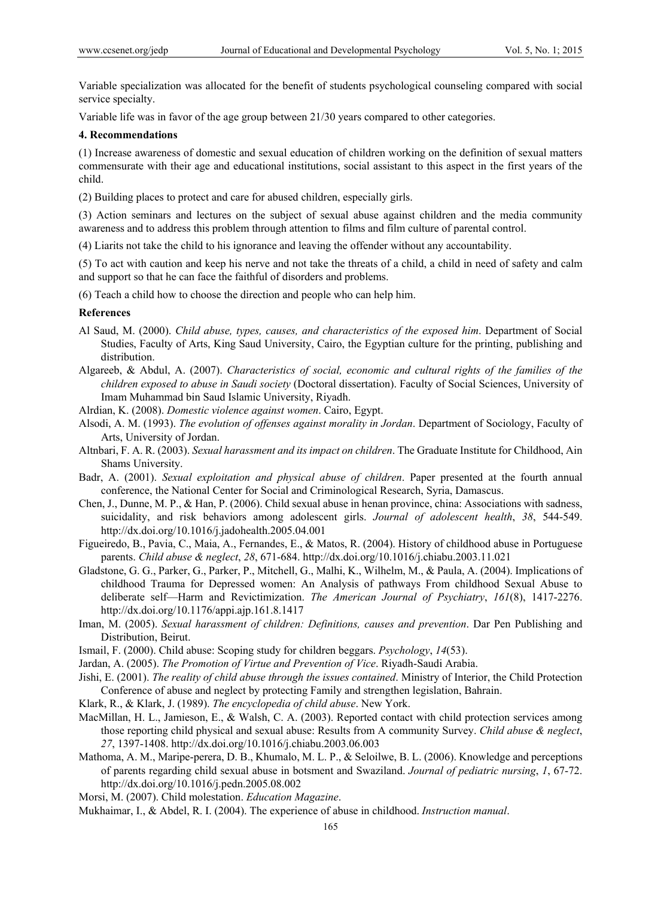Variable specialization was allocated for the benefit of students psychological counseling compared with social service specialty.

Variable life was in favor of the age group between 21/30 years compared to other categories.

### 4. Recommendations

(1) Increase awareness of domestic and sexual education of children working on the definition of sexual matters commensurate with their age and educational institutions, social assistant to this aspect in the first years of the child.

(2) Building places to protect and care for abused children, especially girls.

(3) Action seminars and lectures on the subject of sexual abuse against children and the media community awareness and to address this problem through attention to films and film culture of parental control.

(4) Liarits not take the child to his ignorance and leaving the offender without any accountability.

(5) To act with caution and keep his nerve and not take the threats of a child, a child in need of safety and calm and support so that he can face the faithful of disorders and problems.

(6) Teach a child how to choose the direction and people who can help him.

### References

Al Saud, M. (2000). *Child abuse, types, causes, and characteristics of the exposed him*. Department of Social Studies, Faculty of Arts, King Saud University, Cairo, the Egyptian culture for the printing, publishing and distribution.

Algareeb, & Abdul, A. (2007). *Characteristics of social, economic and cultural rights of the families of the children exposed to abuse in Saudi society* (Doctoral dissertation). Faculty of Social Sciences, University of Imam Muhammad bin Saud Islamic University, Riyadh.

Alrdian, K. (2008). *Domestic violence against women*. Cairo, Egypt.

Alsodi, A. M. (1993). *The evolution of offenses against morality in Jordan*. Department of Sociology, Faculty of Arts, University of Jordan.

Altnbari, F. A. R. (2003). *Sexual harassment and its impact on children*. The Graduate Institute for Childhood, Ain Shams University.

Badr, A. (2001). *Sexual exploitation and physical abuse of children*. Paper presented at the fourth annual conference, the National Center for Social and Criminological Research, Syria, Damascus.

Chen, J., Dunne, M. P., & Han, P. (2006). Child sexual abuse in henan province, china: Associations with sadness, suicidality, and risk behaviors among adolescent girls. *Journal of adolescent health*, *38*, 544-549. http://dx.doi.org/10.1016/j.jadohealth.2005.04.001

Figueiredo, B., Pavia, C., Maia, A., Fernandes, E., & Matos, R. (2004). History of childhood abuse in Portuguese parents. *Child abuse & neglect*, *28*, 671-684. http://dx.doi.org/10.1016/j.chiabu.2003.11.021

Gladstone, G. G., Parker, G., Parker, P., Mitchell, G., Malhi, K., Wilhelm, M., & Paula, A. (2004). Implications of childhood Trauma for Depressed women: An Analysis of pathways From childhood Sexual Abuse to deliberate self—Harm and Revictimization. *The American Journal of Psychiatry*, *161*(8), 1417-2276. http://dx.doi.org/10.1176/appi.ajp.161.8.1417

Iman, M. (2005). *Sexual harassment of children: Definitions, causes and prevention*. Dar Pen Publishing and Distribution, Beirut.

Ismail, F. (2000). Child abuse: Scoping study for children beggars. *Psychology*, *14*(53).

Jardan, A. (2005). *The Promotion of Virtue and Prevention of Vice*. Riyadh-Saudi Arabia.

Jishi, E. (2001). *The reality of child abuse through the issues contained*. Ministry of Interior, the Child Protection Conference of abuse and neglect by protecting Family and strengthen legislation, Bahrain.

Klark, R., & Klark, J. (1989). *The encyclopedia of child abuse*. New York.

MacMillan, H. L., Jamieson, E., & Walsh, C. A. (2003). Reported contact with child protection services among those reporting child physical and sexual abuse: Results from A community Survey. *Child abuse & neglect*, *27*, 1397-1408. http://dx.doi.org/10.1016/j.chiabu.2003.06.003

Mathoma, A. M., Maripe-perera, D. B., Khumalo, M. L. P., & Seloilwe, B. L. (2006). Knowledge and perceptions of parents regarding child sexual abuse in botsment and Swaziland. *Journal of pediatric nursing*, *1*, 67-72. http://dx.doi.org/10.1016/j.pedn.2005.08.002

Morsi, M. (2007). Child molestation. *Education Magazine*.

Mukhaimar, I., & Abdel, R. I. (2004). The experience of abuse in childhood. *Instruction manual*.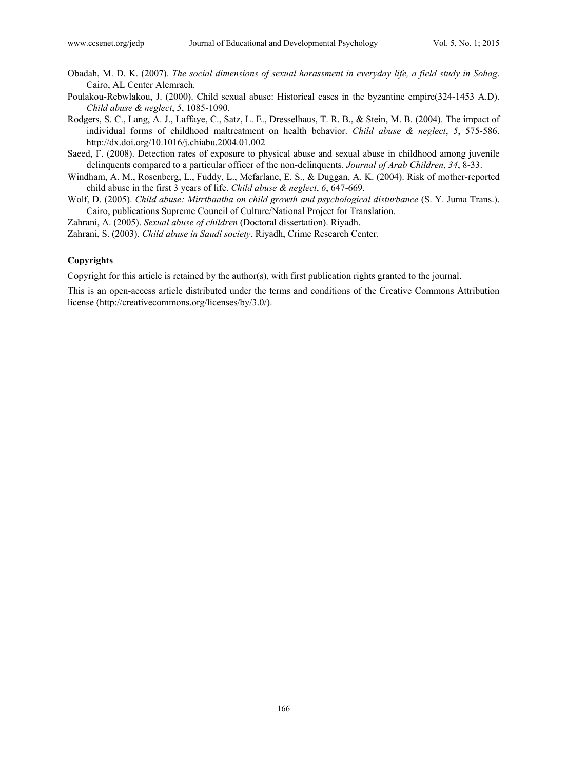Obadah, M. D. K. (2007). *The social dimensions of sexual harassment in everyday life, a field study in Sohag*. Cairo, AL Center Alemraeh.

Poulakou-Rebwlakou, J. (2000). Child sexual abuse: Historical cases in the byzantine empire(324-1453 A.D). *Child abuse & neglect*, *5*, 1085-1090.

Rodgers, S. C., Lang, A. J., Laffaye, C., Satz, L. E., Dresselhaus, T. R. B., & Stein, M. B. (2004). The impact of individual forms of childhood maltreatment on health behavior. *Child abuse & neglect*, *5*, 575-586. http://dx.doi.org/10.1016/j.chiabu.2004.01.002

Saeed, F. (2008). Detection rates of exposure to physical abuse and sexual abuse in childhood among juvenile delinquents compared to a particular officer of the non-delinquents. *Journal of Arab Children*, *34*, 8-33.

Windham, A. M., Rosenberg, L., Fuddy, L., Mcfarlane, E. S., & Duggan, A. K. (2004). Risk of mother-reported child abuse in the first 3 years of life. *Child abuse & neglect*, *6*, 647-669.

Wolf, D. (2005). *Child abuse: Mitrtbaatha on child growth and psychological disturbance* (S. Y. Juma Trans.). Cairo, publications Supreme Council of Culture/National Project for Translation.

Zahrani, A. (2005). *Sexual abuse of children* (Doctoral dissertation). Riyadh.

Zahrani, S. (2003). *Child abuse in Saudi society*. Riyadh, Crime Research Center.

**Copyrights**

Copyright for this article is retained by the author(s), with first publication rights granted to the journal.

This is an open-access article distributed under the terms and conditions of the Creative Commons Attribution license (http://creativecommons.org/licenses/by/3.0/).